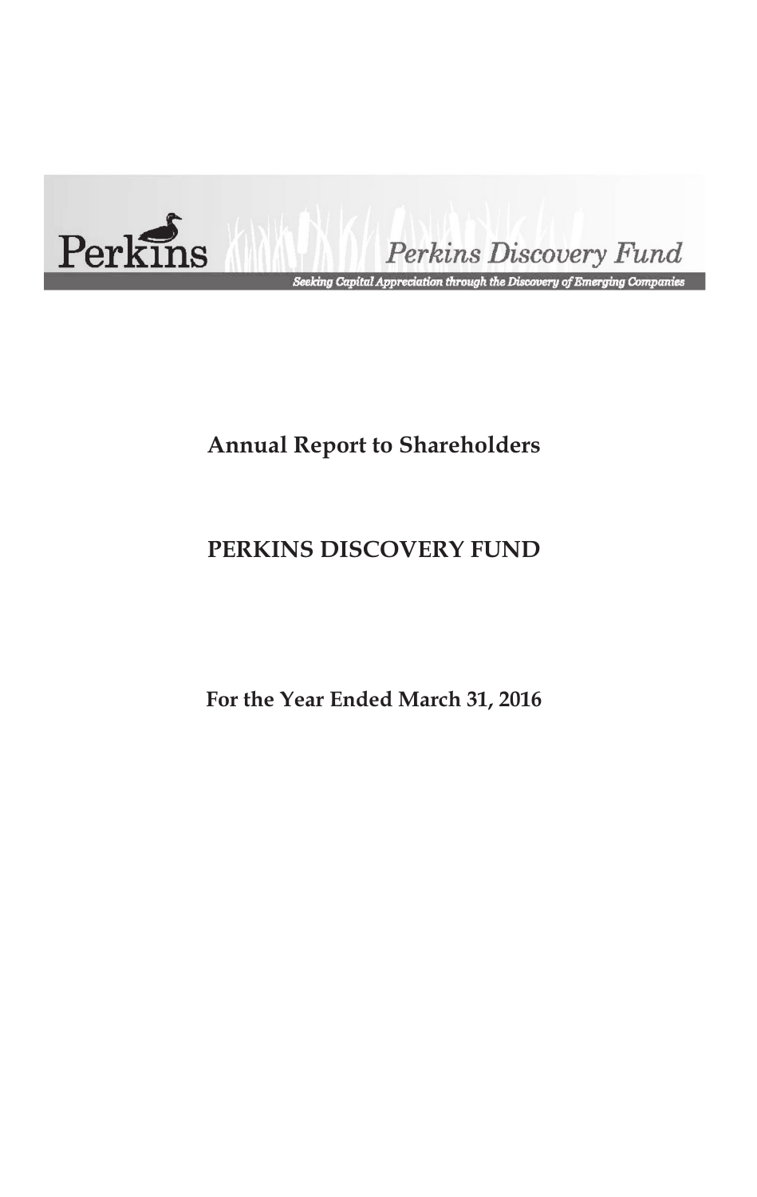Perkins

Perkins Discovery Fund

*Seeking Capital Appreciation through the Discovery of Emerging Companies*

# Annual Report to Shareholders

# PERKINS DISCOVERY FUND

## For the Year Ended March 31, 2016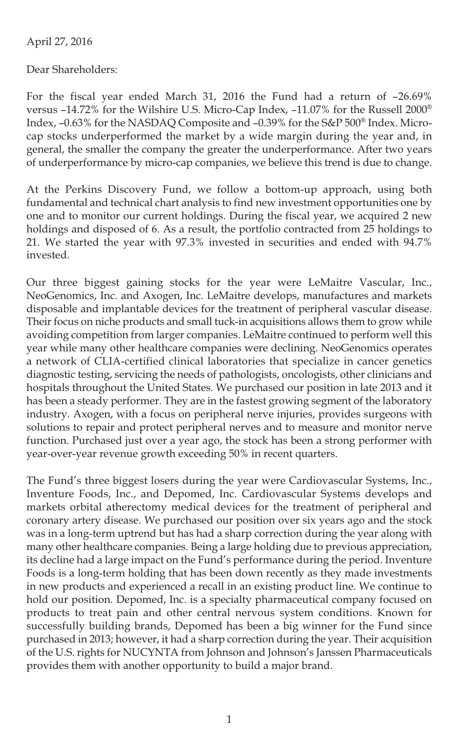April 27, 2016

Dear Shareholders:

For the fiscal year ended March 31, 2016 the Fund had a return of –26.69% versus –14.72% for the Wilshire U.S. Micro-Cap Index, –11.07% for the Russell 2000® Index, –0.63% for the NASDAQ Composite and –0.39% for the S&P 500® Index. Micro-cap stocks underperformed the market by a wide margin during the year and, in general, the smaller the company the greater the underperformance. After two years of underperformance by micro-cap companies, we believe this trend is due to change.

At the Perkins Discovery Fund, we follow a bottom-up approach, using both fundamental and technical chart analysis to find new investment opportunities one by one and to monitor our current holdings. During the fiscal year, we acquired 2 new holdings and disposed of 6. As a result, the portfolio contracted from 25 holdings to 21. We started the year with 97.3% invested in securities and ended with 94.7% invested.

Our three biggest gaining stocks for the year were LeMaitre Vascular, Inc., NeoGenomics, Inc. and Axogen, Inc. LeMaitre develops, manufactures and markets disposable and implantable devices for the treatment of peripheral vascular disease. Their focus on niche products and small tuck-in acquisitions allows them to grow while avoiding competition from larger companies. LeMaitre continued to perform well this year while many other healthcare companies were declining. NeoGenomics operates a network of CLIA-certified clinical laboratories that specialize in cancer genetics diagnostic testing, servicing the needs of pathologists, oncologists, other clinicians and hospitals throughout the United States. We purchased our position in late 2013 and it has been a steady performer. They are in the fastest growing segment of the laboratory industry. Axogen, with a focus on peripheral nerve injuries, provides surgeons with solutions to repair and protect peripheral nerves and to measure and monitor nerve function. Purchased just over a year ago, the stock has been a strong performer with year-over-year revenue growth exceeding 50% in recent quarters.

The Fund's three biggest losers during the year were Cardiovascular Systems, Inc., Inventure Foods, Inc., and Depomed, Inc. Cardiovascular Systems develops and markets orbital atherectomy medical devices for the treatment of peripheral and coronary artery disease. We purchased our position over six years ago and the stock was in a long-term uptrend but has had a sharp correction during the year along with many other healthcare companies. Being a large holding due to previous appreciation, its decline had a large impact on the Fund's performance during the period. Inventure Foods is a long-term holding that has been down recently as they made investments in new products and experienced a recall in an existing product line. We continue to hold our position. Depomed, Inc. is a specialty pharmaceutical company focused on products to treat pain and other central nervous system conditions. Known for successfully building brands, Depomed has been a big winner for the Fund since purchased in 2013; however, it had a sharp correction during the year. Their acquisition of the U.S. rights for NUCYNTA from Johnson and Johnson's Janssen Pharmaceuticals provides them with another opportunity to build a major brand.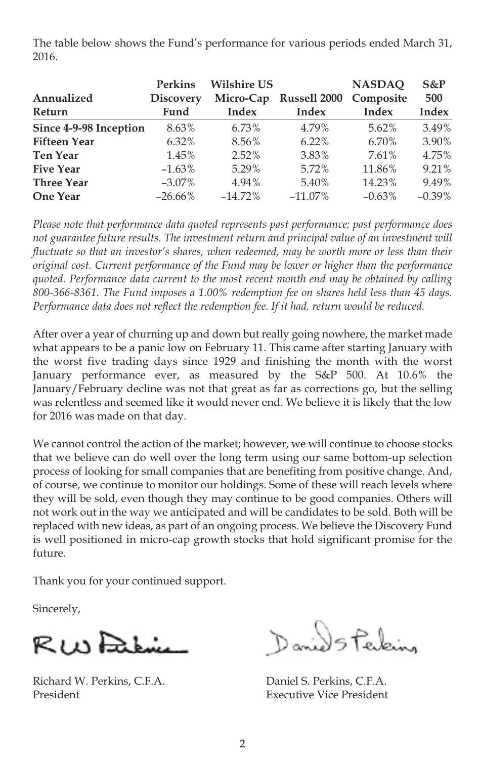The table below shows the Fund's performance for various periods ended March 31, 2016.

| Annualized Return | Perkins Discovery Fund | Wilshire US Micro-Cap Index | Russell 2000 Index | NASDAQ Composite Index | S&P 500 Index |
|---|---|---|---|---|---|
| **Since 4-9-98 Inception** | 8.63% | 6.73% | 4.79% | 5.62% | 3.49% |
| **Fifteen Year** | 6.32% | 8.56% | 6.22% | 6.70% | 3.90% |
| **Ten Year** | 1.45% | 2.52% | 3.83% | 7.61% | 4.75% |
| **Five Year** | –1.63% | 5.29% | 5.72% | 11.86% | 9.21% |
| **Three Year** | –3.07% | 4.94% | 5.40% | 14.23% | 9.49% |
| **One Year** | –26.66% | –14.72% | –11.07% | –0.63% | –0.39% |

*Please note that performance data quoted represents past performance; past performance does not guarantee future results. The investment return and principal value of an investment will fluctuate so that an investor's shares, when redeemed, may be worth more or less than their original cost. Current performance of the Fund may be lower or higher than the performance quoted. Performance data current to the most recent month end may be obtained by calling 800-366-8361. The Fund imposes a 1.00% redemption fee on shares held less than 45 days. Performance data does not reflect the redemption fee. If it had, return would be reduced.*

After over a year of churning up and down but really going nowhere, the market made what appears to be a panic low on February 11. This came after starting January with the worst five trading days since 1929 and finishing the month with the worst January performance ever, as measured by the S&P 500. At 10.6% the January/February decline was not that great as far as corrections go, but the selling was relentless and seemed like it would never end. We believe it is likely that the low for 2016 was made on that day.

We cannot control the action of the market; however, we will continue to choose stocks that we believe can do well over the long term using our same bottom-up selection process of looking for small companies that are benefiting from positive change. And, of course, we continue to monitor our holdings. Some of these will reach levels where they will be sold, even though they may continue to be good companies. Others will not work out in the way we anticipated and will be candidates to be sold. Both will be replaced with new ideas, as part of an ongoing process. We believe the Discovery Fund is well positioned in micro-cap growth stocks that hold significant promise for the future.

Thank you for your continued support.

Sincerely,

Richard W. Perkins, C.F.A.
President

Daniel S. Perkins, C.F.A.
Executive Vice President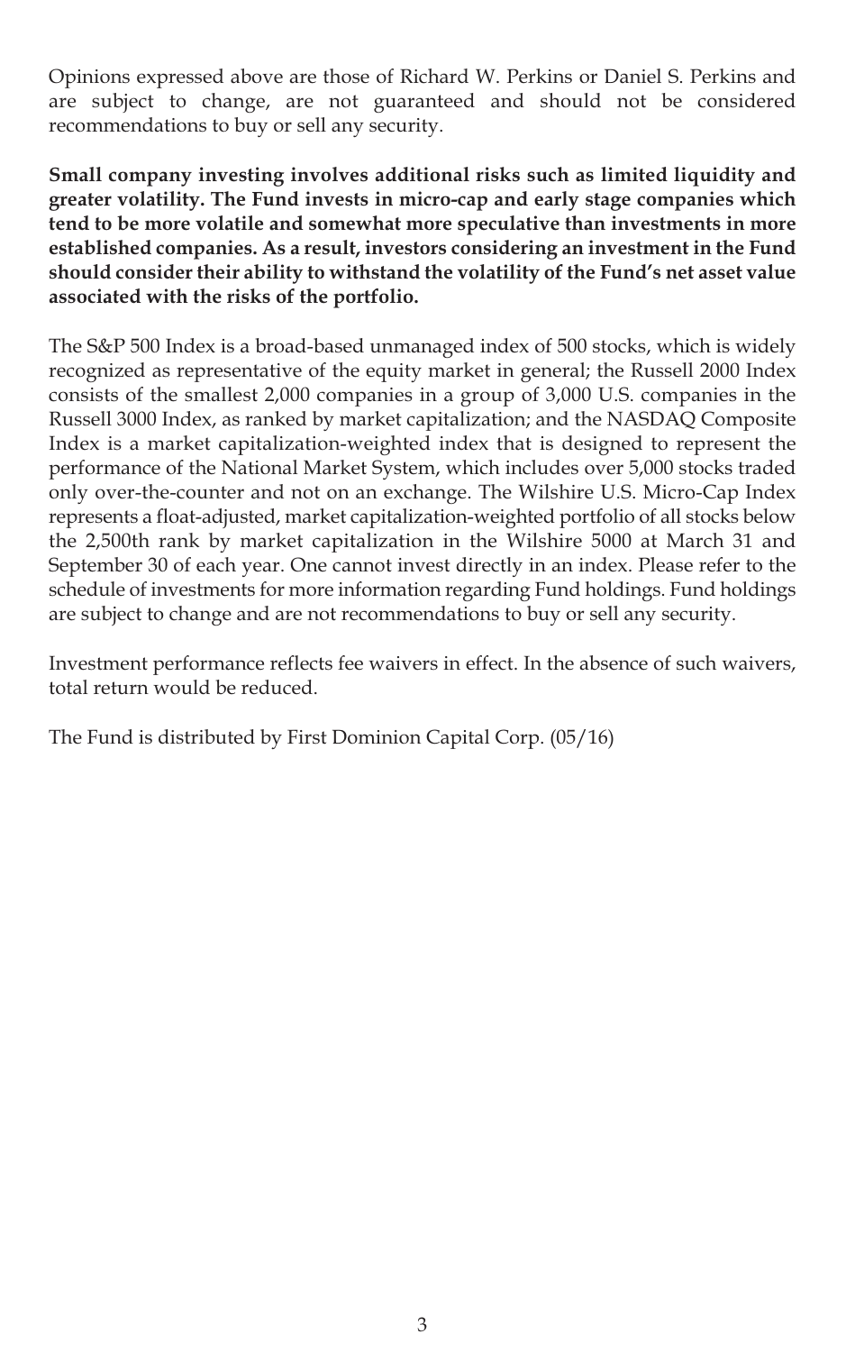Opinions expressed above are those of Richard W. Perkins or Daniel S. Perkins and are subject to change, are not guaranteed and should not be considered recommendations to buy or sell any security.

**Small company investing involves additional risks such as limited liquidity and greater volatility. The Fund invests in micro-cap and early stage companies which tend to be more volatile and somewhat more speculative than investments in more established companies. As a result, investors considering an investment in the Fund should consider their ability to withstand the volatility of the Fund's net asset value associated with the risks of the portfolio.**

The S&P 500 Index is a broad-based unmanaged index of 500 stocks, which is widely recognized as representative of the equity market in general; the Russell 2000 Index consists of the smallest 2,000 companies in a group of 3,000 U.S. companies in the Russell 3000 Index, as ranked by market capitalization; and the NASDAQ Composite Index is a market capitalization-weighted index that is designed to represent the performance of the National Market System, which includes over 5,000 stocks traded only over-the-counter and not on an exchange. The Wilshire U.S. Micro-Cap Index represents a float-adjusted, market capitalization-weighted portfolio of all stocks below the 2,500th rank by market capitalization in the Wilshire 5000 at March 31 and September 30 of each year. One cannot invest directly in an index. Please refer to the schedule of investments for more information regarding Fund holdings. Fund holdings are subject to change and are not recommendations to buy or sell any security.

Investment performance reflects fee waivers in effect. In the absence of such waivers, total return would be reduced.

The Fund is distributed by First Dominion Capital Corp. (05/16)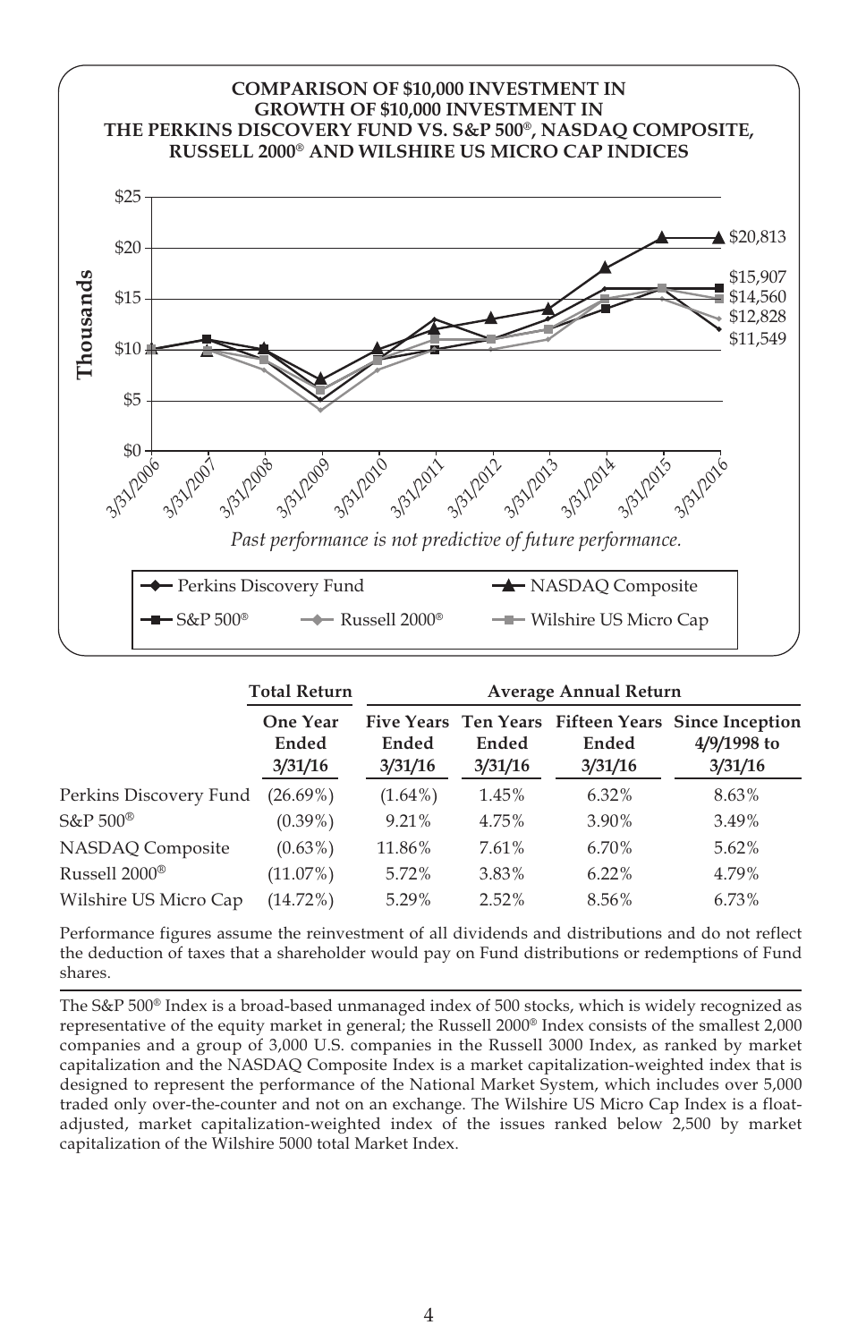**COMPARISON OF $10,000 INVESTMENT IN GROWTH OF $10,000 INVESTMENT IN THE PERKINS DISCOVERY FUND VS. S&P 500®, NASDAQ COMPOSITE, RUSSELL 2000® AND WILSHIRE US MICRO CAP INDICES**

*Past performance is not predictive of future performance.*

| | Total Return | Average Annual Return | | | |
|---|---|---|---|---|---|
| | One Year Ended 3/31/16 | Five Years Ended 3/31/16 | Ten Years Ended 3/31/16 | Fifteen Years Ended 3/31/16 | Since Inception 4/9/1998 to 3/31/16 |
| Perkins Discovery Fund | (26.69%) | (1.64%) | 1.45% | 6.32% | 8.63% |
| S&P 500® | (0.39%) | 9.21% | 4.75% | 3.90% | 3.49% |
| NASDAQ Composite | (0.63%) | 11.86% | 7.61% | 6.70% | 5.62% |
| Russell 2000® | (11.07%) | 5.72% | 3.83% | 6.22% | 4.79% |
| Wilshire US Micro Cap | (14.72%) | 5.29% | 2.52% | 8.56% | 6.73% |

Performance figures assume the reinvestment of all dividends and distributions and do not reflect the deduction of taxes that a shareholder would pay on Fund distributions or redemptions of Fund shares.

The S&P 500® Index is a broad-based unmanaged index of 500 stocks, which is widely recognized as representative of the equity market in general; the Russell 2000® Index consists of the smallest 2,000 companies and a group of 3,000 U.S. companies in the Russell 3000 Index, as ranked by market capitalization and the NASDAQ Composite Index is a market capitalization-weighted index that is designed to represent the performance of the National Market System, which includes over 5,000 traded only over-the-counter and not on an exchange. The Wilshire US Micro Cap Index is a float-adjusted, market capitalization-weighted index of the issues ranked below 2,500 by market capitalization of the Wilshire 5000 total Market Index.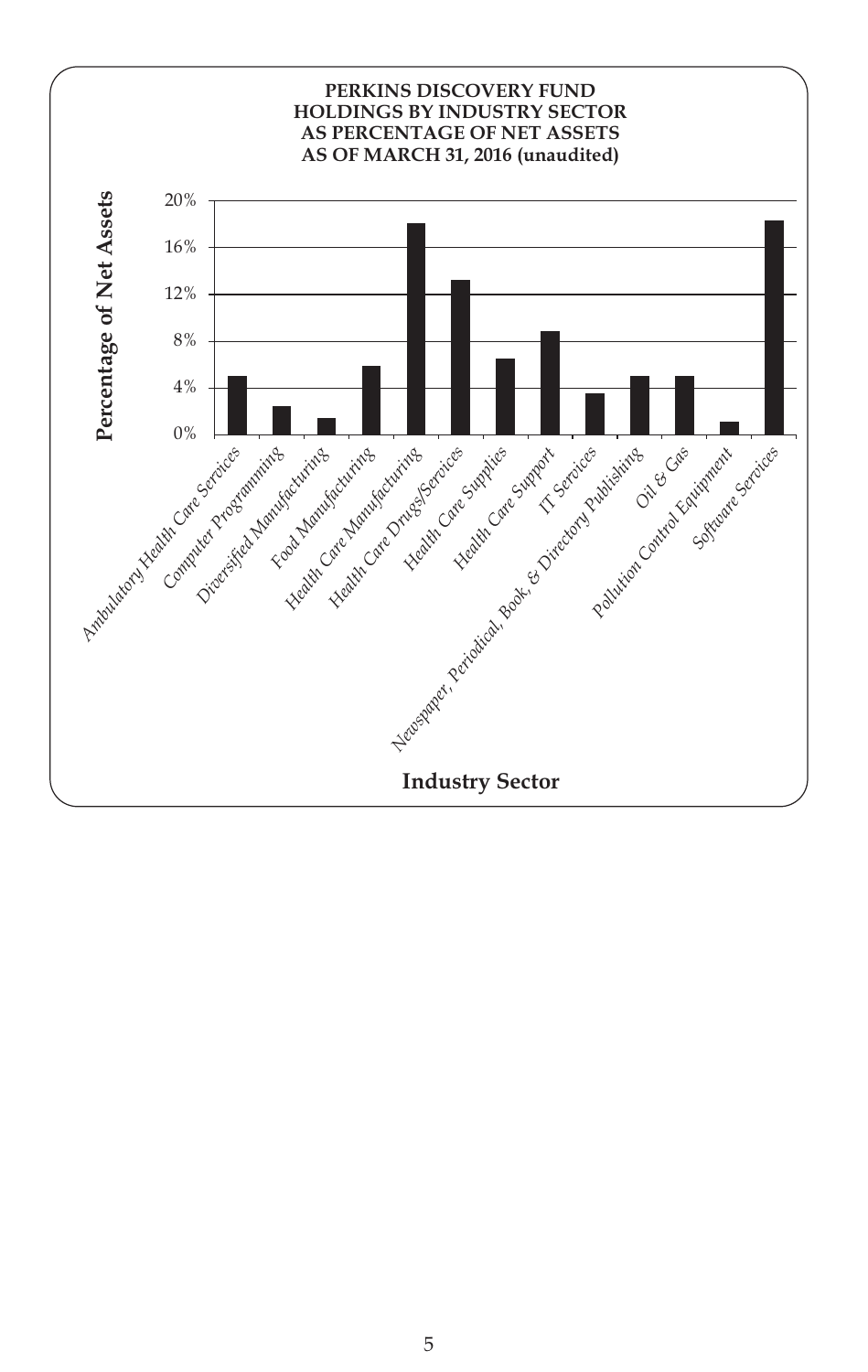**PERKINS DISCOVERY FUND**
**HOLDINGS BY INDUSTRY SECTOR**
**AS PERCENTAGE OF NET ASSETS**
**AS OF MARCH 31, 2016 (unaudited)**

| Industry Sector | Percentage of Net Assets |
|---|---|
| Ambulatory Health Care Services | ~5.0% |
| Computer Programming | ~2.4% |
| Diversified Manufacturing | ~1.4% |
| Food Manufacturing | ~5.8% |
| Health Care Manufacturing | ~18.0% |
| Health Care Drugs/Services | ~13.2% |
| Health Care Supplies | ~6.5% |
| Health Care Support | ~8.8% |
| IT Services | ~3.5% |
| Newspaper, Periodical, Book, & Directory Publishing | ~5.0% |
| Oil & Gas | ~5.0% |
| Pollution Control Equipment | ~1.1% |
| Software Services | ~18.2% |

*Values estimated from bar chart.*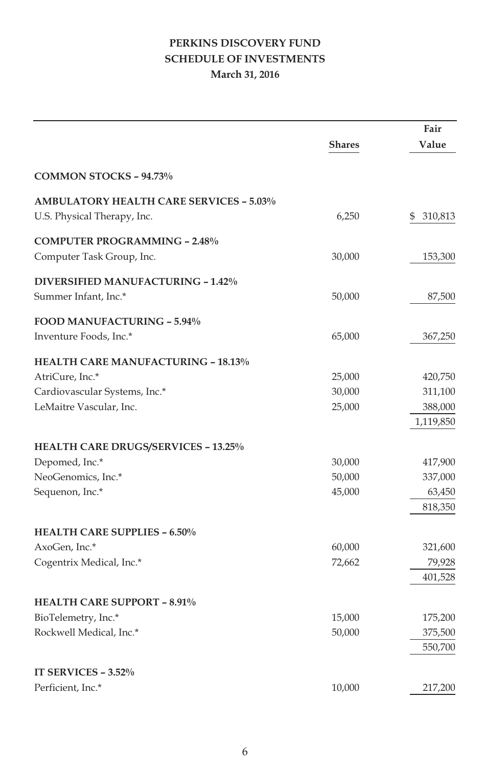# PERKINS DISCOVERY FUND
## SCHEDULE OF INVESTMENTS
**March 31, 2016**

| | Shares | Fair Value |
|---|---|---|
| **COMMON STOCKS – 94.73%** | | |
| **AMBULATORY HEALTH CARE SERVICES – 5.03%** | | |
| U.S. Physical Therapy, Inc. | 6,250 | $ 310,813 |
| **COMPUTER PROGRAMMING – 2.48%** | | |
| Computer Task Group, Inc. | 30,000 | 153,300 |
| **DIVERSIFIED MANUFACTURING – 1.42%** | | |
| Summer Infant, Inc.* | 50,000 | 87,500 |
| **FOOD MANUFACTURING – 5.94%** | | |
| Inventure Foods, Inc.* | 65,000 | 367,250 |
| **HEALTH CARE MANUFACTURING – 18.13%** | | |
| AtriCure, Inc.* | 25,000 | 420,750 |
| Cardiovascular Systems, Inc.* | 30,000 | 311,100 |
| LeMaitre Vascular, Inc. | 25,000 | 388,000 |
| | | 1,119,850 |
| **HEALTH CARE DRUGS/SERVICES – 13.25%** | | |
| Depomed, Inc.* | 30,000 | 417,900 |
| NeoGenomics, Inc.* | 50,000 | 337,000 |
| Sequenon, Inc.* | 45,000 | 63,450 |
| | | 818,350 |
| **HEALTH CARE SUPPLIES – 6.50%** | | |
| AxoGen, Inc.* | 60,000 | 321,600 |
| Cogentrix Medical, Inc.* | 72,662 | 79,928 |
| | | 401,528 |
| **HEALTH CARE SUPPORT – 8.91%** | | |
| BioTelemetry, Inc.* | 15,000 | 175,200 |
| Rockwell Medical, Inc.* | 50,000 | 375,500 |
| | | 550,700 |
| **IT SERVICES – 3.52%** | | |
| Perficient, Inc.* | 10,000 | 217,200 |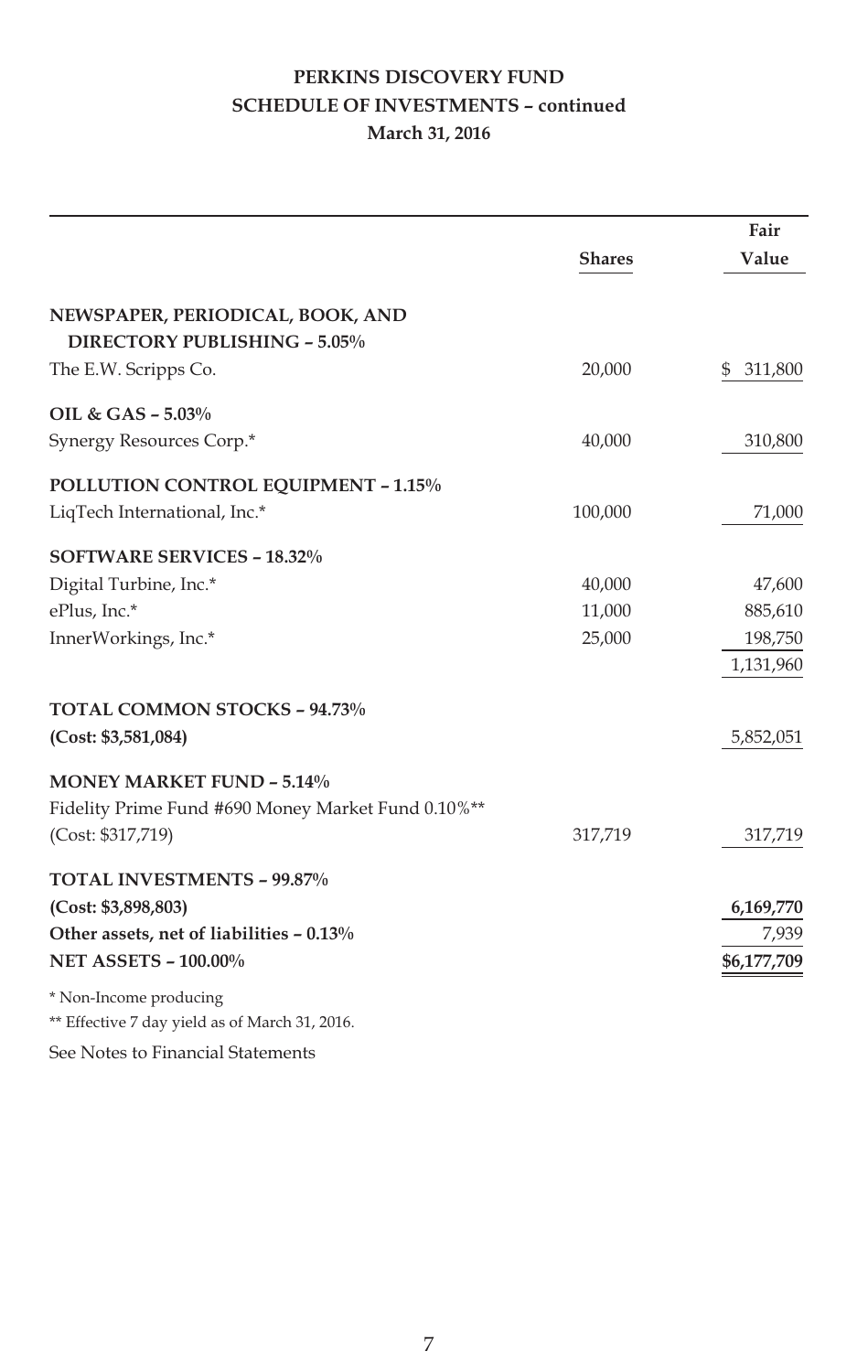# PERKINS DISCOVERY FUND
## SCHEDULE OF INVESTMENTS – continued
### March 31, 2016

| | Shares | Fair Value |
|---|---|---|
| **NEWSPAPER, PERIODICAL, BOOK, AND DIRECTORY PUBLISHING – 5.05%** | | |
| The E.W. Scripps Co. | 20,000 | $ 311,800 |
| **OIL & GAS – 5.03%** | | |
| Synergy Resources Corp.* | 40,000 | 310,800 |
| **POLLUTION CONTROL EQUIPMENT – 1.15%** | | |
| LiqTech International, Inc.* | 100,000 | 71,000 |
| **SOFTWARE SERVICES – 18.32%** | | |
| Digital Turbine, Inc.* | 40,000 | 47,600 |
| ePlus, Inc.* | 11,000 | 885,610 |
| InnerWorkings, Inc.* | 25,000 | 198,750 |
| | | 1,131,960 |
| **TOTAL COMMON STOCKS – 94.73%** | | |
| **(Cost: $3,581,084)** | | 5,852,051 |
| **MONEY MARKET FUND – 5.14%** | | |
| Fidelity Prime Fund #690 Money Market Fund 0.10%** | | |
| (Cost: $317,719) | 317,719 | 317,719 |
| **TOTAL INVESTMENTS – 99.87%** | | |
| **(Cost: $3,898,803)** | | **6,169,770** |
| **Other assets, net of liabilities – 0.13%** | | 7,939 |
| **NET ASSETS – 100.00%** | | **$6,177,709** |

* Non-Income producing

** Effective 7 day yield as of March 31, 2016.

See Notes to Financial Statements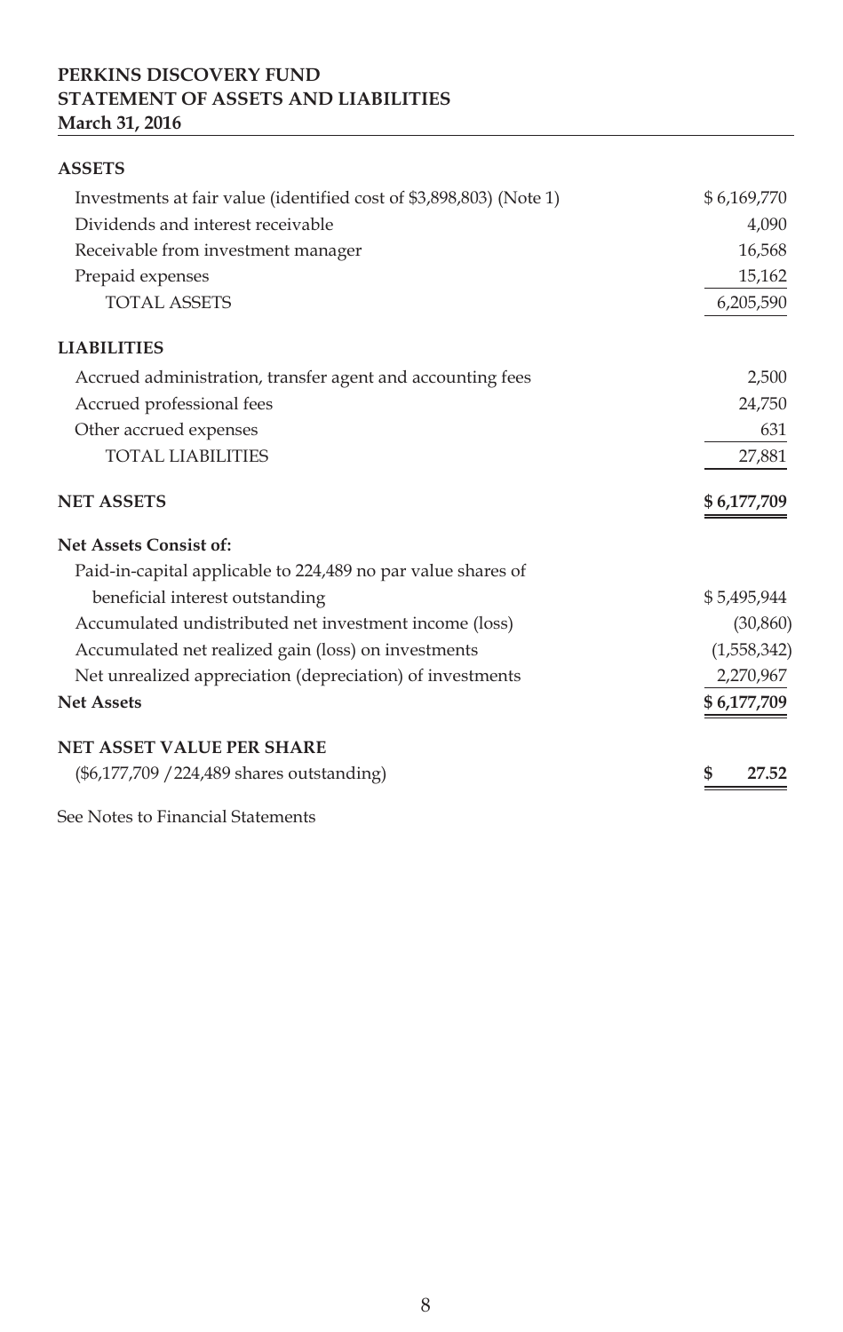**PERKINS DISCOVERY FUND**
**STATEMENT OF ASSETS AND LIABILITIES**
**March 31, 2016**

| | |
|---|---|
| **ASSETS** | |
| Investments at fair value (identified cost of $3,898,803) (Note 1) | $ 6,169,770 |
| Dividends and interest receivable | 4,090 |
| Receivable from investment manager | 16,568 |
| Prepaid expenses | 15,162 |
| TOTAL ASSETS | 6,205,590 |
| **LIABILITIES** | |
| Accrued administration, transfer agent and accounting fees | 2,500 |
| Accrued professional fees | 24,750 |
| Other accrued expenses | 631 |
| TOTAL LIABILITIES | 27,881 |
| **NET ASSETS** | **$ 6,177,709** |
| **Net Assets Consist of:** | |
| Paid-in-capital applicable to 224,489 no par value shares of beneficial interest outstanding | $ 5,495,944 |
| Accumulated undistributed net investment income (loss) | (30,860) |
| Accumulated net realized gain (loss) on investments | (1,558,342) |
| Net unrealized appreciation (depreciation) of investments | 2,270,967 |
| **Net Assets** | **$ 6,177,709** |
| **NET ASSET VALUE PER SHARE** | |
| ($6,177,709 / 224,489 shares outstanding) | **$ 27.52** |

See Notes to Financial Statements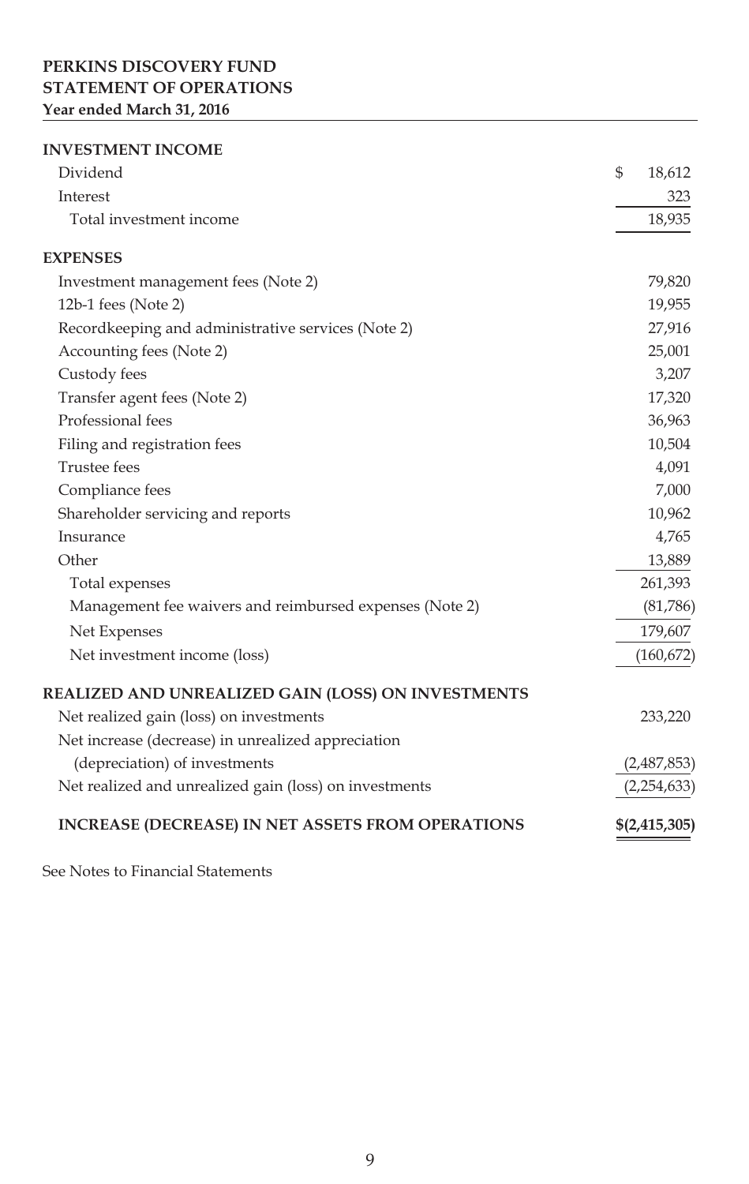**PERKINS DISCOVERY FUND**
**STATEMENT OF OPERATIONS**
**Year ended March 31, 2016**

| | |
|---|---|
| **INVESTMENT INCOME** | |
| Dividend | $ 18,612 |
| Interest | 323 |
| Total investment income | 18,935 |
| **EXPENSES** | |
| Investment management fees (Note 2) | 79,820 |
| 12b-1 fees (Note 2) | 19,955 |
| Recordkeeping and administrative services (Note 2) | 27,916 |
| Accounting fees (Note 2) | 25,001 |
| Custody fees | 3,207 |
| Transfer agent fees (Note 2) | 17,320 |
| Professional fees | 36,963 |
| Filing and registration fees | 10,504 |
| Trustee fees | 4,091 |
| Compliance fees | 7,000 |
| Shareholder servicing and reports | 10,962 |
| Insurance | 4,765 |
| Other | 13,889 |
| Total expenses | 261,393 |
| Management fee waivers and reimbursed expenses (Note 2) | (81,786) |
| Net Expenses | 179,607 |
| Net investment income (loss) | (160,672) |
| **REALIZED AND UNREALIZED GAIN (LOSS) ON INVESTMENTS** | |
| Net realized gain (loss) on investments | 233,220 |
| Net increase (decrease) in unrealized appreciation (depreciation) of investments | (2,487,853) |
| Net realized and unrealized gain (loss) on investments | (2,254,633) |
| **INCREASE (DECREASE) IN NET ASSETS FROM OPERATIONS** | **$(2,415,305)** |

See Notes to Financial Statements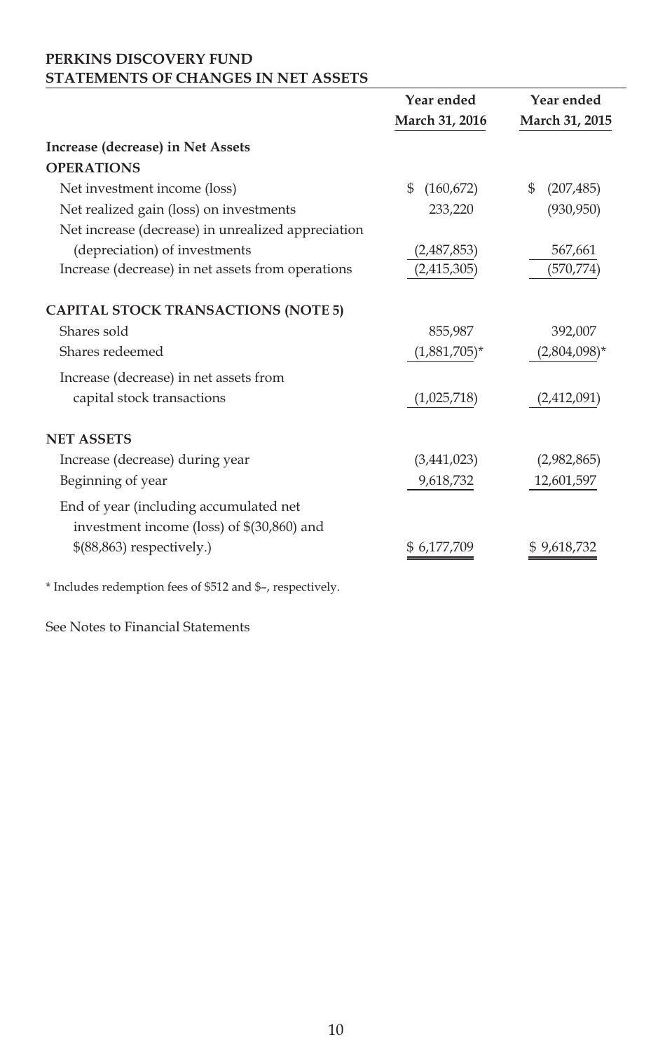**PERKINS DISCOVERY FUND**
**STATEMENTS OF CHANGES IN NET ASSETS**

| | Year ended March 31, 2016 | Year ended March 31, 2015 |
|---|---|---|
| **Increase (decrease) in Net Assets** | | |
| **OPERATIONS** | | |
| Net investment income (loss) | $ (160,672) | $ (207,485) |
| Net realized gain (loss) on investments | 233,220 | (930,950) |
| Net increase (decrease) in unrealized appreciation (depreciation) of investments | (2,487,853) | 567,661 |
| Increase (decrease) in net assets from operations | (2,415,305) | (570,774) |
| **CAPITAL STOCK TRANSACTIONS (NOTE 5)** | | |
| Shares sold | 855,987 | 392,007 |
| Shares redeemed | (1,881,705)* | (2,804,098)* |
| Increase (decrease) in net assets from capital stock transactions | (1,025,718) | (2,412,091) |
| **NET ASSETS** | | |
| Increase (decrease) during year | (3,441,023) | (2,982,865) |
| Beginning of year | 9,618,732 | 12,601,597 |
| End of year (including accumulated net investment income (loss) of $(30,860) and $(88,863) respectively.) | $ 6,177,709 | $ 9,618,732 |

* Includes redemption fees of $512 and $–, respectively.

See Notes to Financial Statements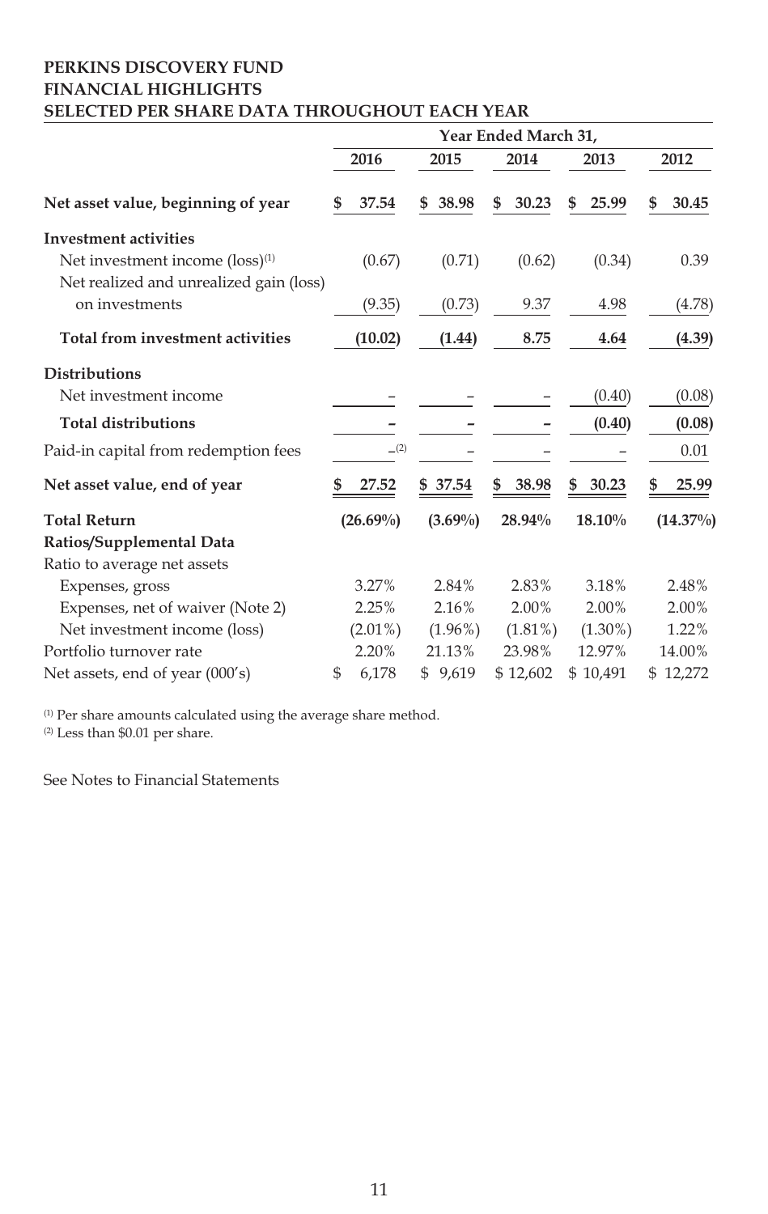**PERKINS DISCOVERY FUND**
**FINANCIAL HIGHLIGHTS**
**SELECTED PER SHARE DATA THROUGHOUT EACH YEAR**

| | Year Ended March 31, | | | | |
|---|---|---|---|---|---|
| | **2016** | **2015** | **2014** | **2013** | **2012** |
| **Net asset value, beginning of year** | **$ 37.54** | **$ 38.98** | **$ 30.23** | **$ 25.99** | **$ 30.45** |
| **Investment activities** | | | | | |
| Net investment income (loss)[1] | (0.67) | (0.71) | (0.62) | (0.34) | 0.39 |
| Net realized and unrealized gain (loss) on investments | (9.35) | (0.73) | 9.37 | 4.98 | (4.78) |
| **Total from investment activities** | **(10.02)** | **(1.44)** | **8.75** | **4.64** | **(4.39)** |
| **Distributions** | | | | | |
| Net investment income | – | – | – | (0.40) | (0.08) |
| **Total distributions** | **–** | **–** | **–** | **(0.40)** | **(0.08)** |
| Paid-in capital from redemption fees | –[2] | – | – | – | 0.01 |
| **Net asset value, end of year** | **$ 27.52** | **$ 37.54** | **$ 38.98** | **$ 30.23** | **$ 25.99** |
| **Total Return** | **(26.69%)** | **(3.69%)** | **28.94%** | **18.10%** | **(14.37%)** |
| **Ratios/Supplemental Data** | | | | | |
| Ratio to average net assets | | | | | |
| Expenses, gross | 3.27% | 2.84% | 2.83% | 3.18% | 2.48% |
| Expenses, net of waiver (Note 2) | 2.25% | 2.16% | 2.00% | 2.00% | 2.00% |
| Net investment income (loss) | (2.01%) | (1.96%) | (1.81%) | (1.30%) | 1.22% |
| Portfolio turnover rate | 2.20% | 21.13% | 23.98% | 12.97% | 14.00% |
| Net assets, end of year (000's) | $ 6,178 | $ 9,619 | $ 12,602 | $ 10,491 | $ 12,272 |

[1] Per share amounts calculated using the average share method.
[2] Less than $0.01 per share.

See Notes to Financial Statements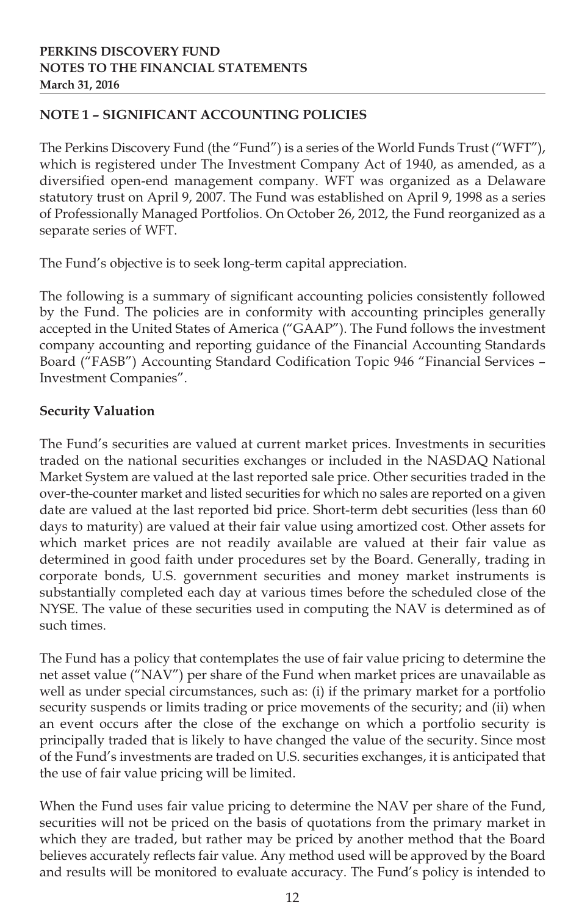**PERKINS DISCOVERY FUND**
**NOTES TO THE FINANCIAL STATEMENTS**
**March 31, 2016**

## NOTE 1 – SIGNIFICANT ACCOUNTING POLICIES

The Perkins Discovery Fund (the "Fund") is a series of the World Funds Trust ("WFT"), which is registered under The Investment Company Act of 1940, as amended, as a diversified open-end management company. WFT was organized as a Delaware statutory trust on April 9, 2007. The Fund was established on April 9, 1998 as a series of Professionally Managed Portfolios. On October 26, 2012, the Fund reorganized as a separate series of WFT.

The Fund's objective is to seek long-term capital appreciation.

The following is a summary of significant accounting policies consistently followed by the Fund. The policies are in conformity with accounting principles generally accepted in the United States of America ("GAAP"). The Fund follows the investment company accounting and reporting guidance of the Financial Accounting Standards Board ("FASB") Accounting Standard Codification Topic 946 "Financial Services – Investment Companies".

### Security Valuation

The Fund's securities are valued at current market prices. Investments in securities traded on the national securities exchanges or included in the NASDAQ National Market System are valued at the last reported sale price. Other securities traded in the over-the-counter market and listed securities for which no sales are reported on a given date are valued at the last reported bid price. Short-term debt securities (less than 60 days to maturity) are valued at their fair value using amortized cost. Other assets for which market prices are not readily available are valued at their fair value as determined in good faith under procedures set by the Board. Generally, trading in corporate bonds, U.S. government securities and money market instruments is substantially completed each day at various times before the scheduled close of the NYSE. The value of these securities used in computing the NAV is determined as of such times.

The Fund has a policy that contemplates the use of fair value pricing to determine the net asset value ("NAV") per share of the Fund when market prices are unavailable as well as under special circumstances, such as: (i) if the primary market for a portfolio security suspends or limits trading or price movements of the security; and (ii) when an event occurs after the close of the exchange on which a portfolio security is principally traded that is likely to have changed the value of the security. Since most of the Fund's investments are traded on U.S. securities exchanges, it is anticipated that the use of fair value pricing will be limited.

When the Fund uses fair value pricing to determine the NAV per share of the Fund, securities will not be priced on the basis of quotations from the primary market in which they are traded, but rather may be priced by another method that the Board believes accurately reflects fair value. Any method used will be approved by the Board and results will be monitored to evaluate accuracy. The Fund's policy is intended to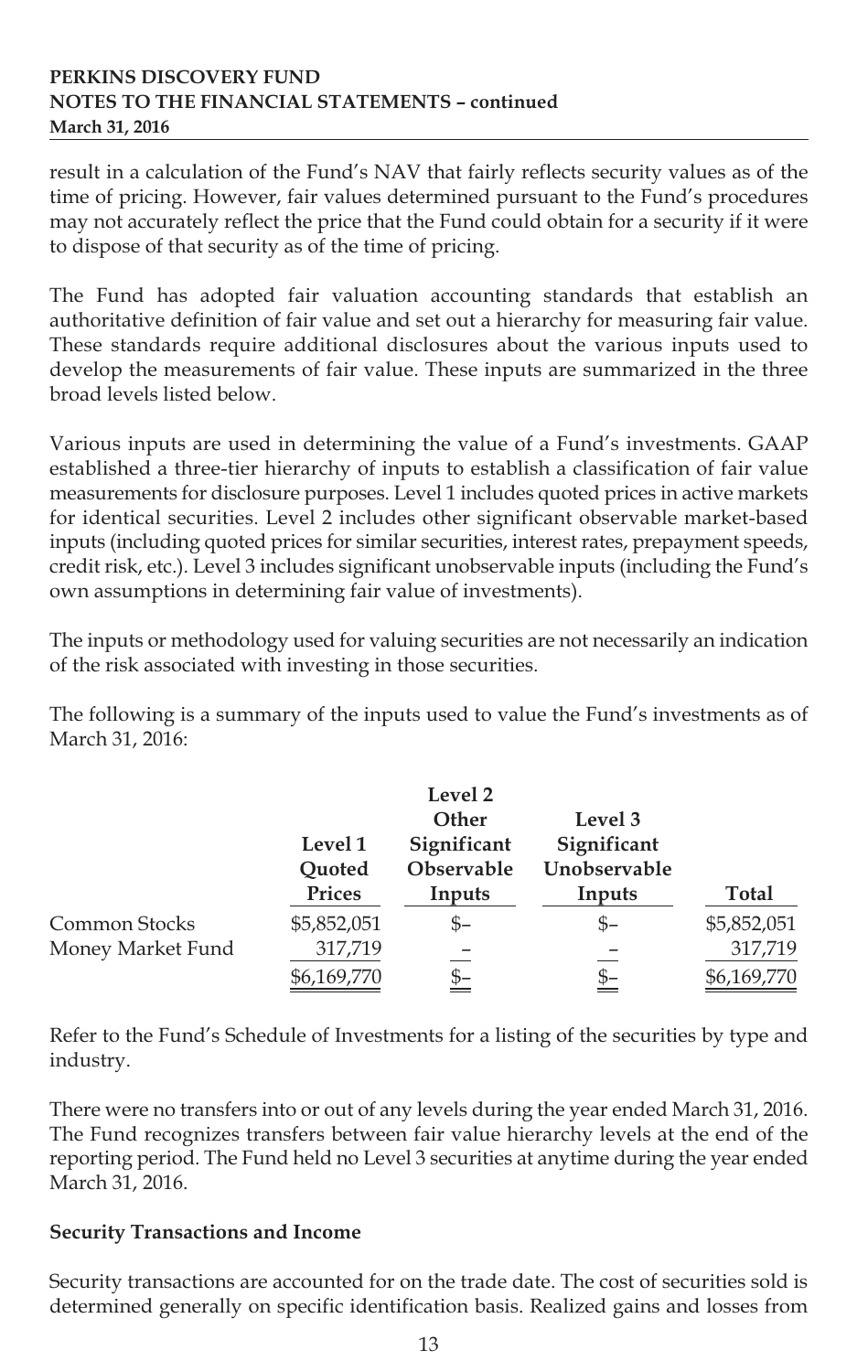result in a calculation of the Fund's NAV that fairly reflects security values as of the time of pricing. However, fair values determined pursuant to the Fund's procedures may not accurately reflect the price that the Fund could obtain for a security if it were to dispose of that security as of the time of pricing.

The Fund has adopted fair valuation accounting standards that establish an authoritative definition of fair value and set out a hierarchy for measuring fair value. These standards require additional disclosures about the various inputs used to develop the measurements of fair value. These inputs are summarized in the three broad levels listed below.

Various inputs are used in determining the value of a Fund's investments. GAAP established a three-tier hierarchy of inputs to establish a classification of fair value measurements for disclosure purposes. Level 1 includes quoted prices in active markets for identical securities. Level 2 includes other significant observable market-based inputs (including quoted prices for similar securities, interest rates, prepayment speeds, credit risk, etc.). Level 3 includes significant unobservable inputs (including the Fund's own assumptions in determining fair value of investments).

The inputs or methodology used for valuing securities are not necessarily an indication of the risk associated with investing in those securities.

The following is a summary of the inputs used to value the Fund's investments as of March 31, 2016:

| | Level 1 Quoted Prices | Level 2 Other Significant Observable Inputs | Level 3 Significant Unobservable Inputs | Total |
|---|---|---|---|---|
| Common Stocks | $5,852,051 | $– | $– | $5,852,051 |
| Money Market Fund | 317,719 | – | – | 317,719 |
| | $6,169,770 | $– | $– | $6,169,770 |

Refer to the Fund's Schedule of Investments for a listing of the securities by type and industry.

There were no transfers into or out of any levels during the year ended March 31, 2016. The Fund recognizes transfers between fair value hierarchy levels at the end of the reporting period. The Fund held no Level 3 securities at anytime during the year ended March 31, 2016.

**Security Transactions and Income**

Security transactions are accounted for on the trade date. The cost of securities sold is determined generally on specific identification basis. Realized gains and losses from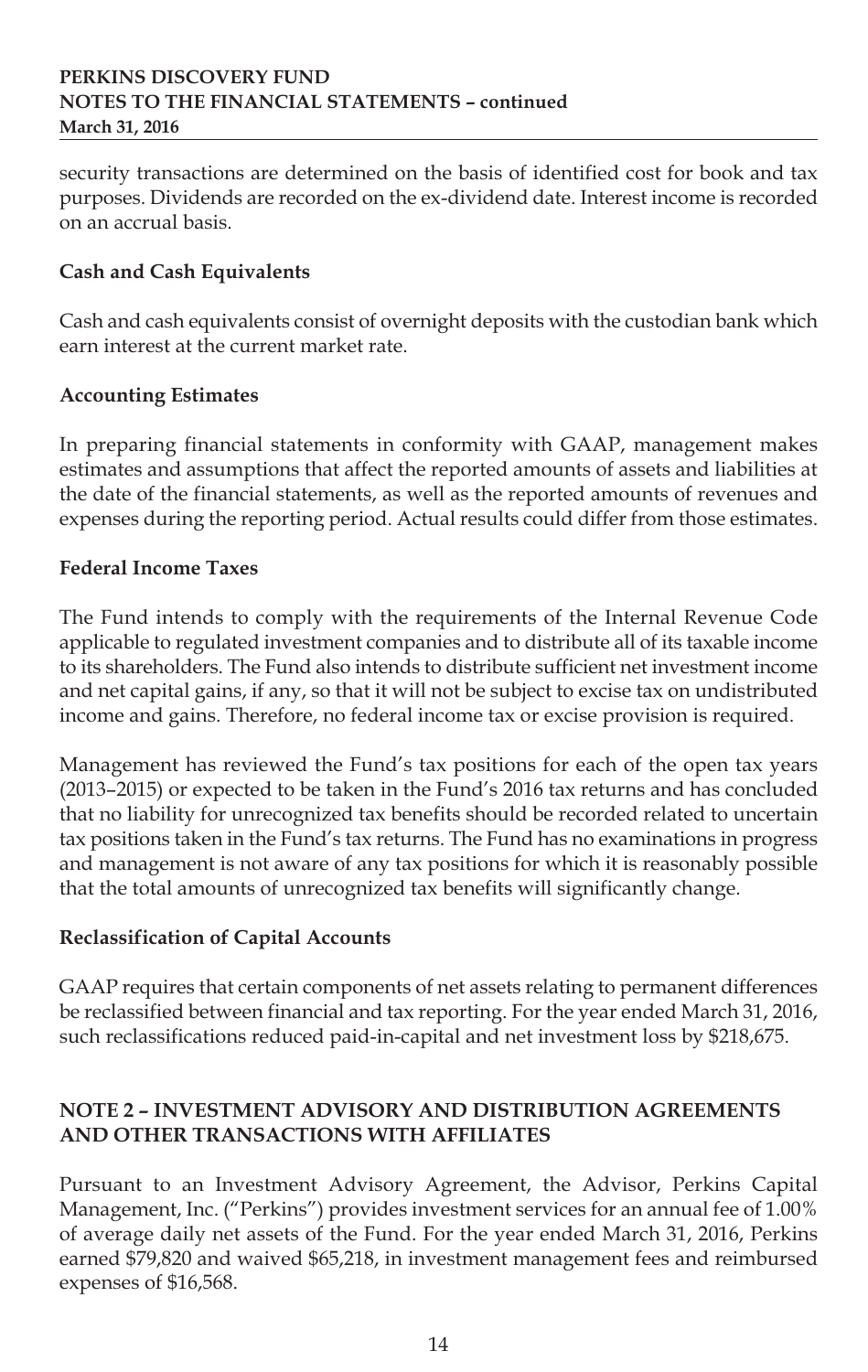security transactions are determined on the basis of identified cost for book and tax purposes. Dividends are recorded on the ex-dividend date. Interest income is recorded on an accrual basis.

**Cash and Cash Equivalents**

Cash and cash equivalents consist of overnight deposits with the custodian bank which earn interest at the current market rate.

**Accounting Estimates**

In preparing financial statements in conformity with GAAP, management makes estimates and assumptions that affect the reported amounts of assets and liabilities at the date of the financial statements, as well as the reported amounts of revenues and expenses during the reporting period. Actual results could differ from those estimates.

**Federal Income Taxes**

The Fund intends to comply with the requirements of the Internal Revenue Code applicable to regulated investment companies and to distribute all of its taxable income to its shareholders. The Fund also intends to distribute sufficient net investment income and net capital gains, if any, so that it will not be subject to excise tax on undistributed income and gains. Therefore, no federal income tax or excise provision is required.

Management has reviewed the Fund's tax positions for each of the open tax years (2013–2015) or expected to be taken in the Fund's 2016 tax returns and has concluded that no liability for unrecognized tax benefits should be recorded related to uncertain tax positions taken in the Fund's tax returns. The Fund has no examinations in progress and management is not aware of any tax positions for which it is reasonably possible that the total amounts of unrecognized tax benefits will significantly change.

**Reclassification of Capital Accounts**

GAAP requires that certain components of net assets relating to permanent differences be reclassified between financial and tax reporting. For the year ended March 31, 2016, such reclassifications reduced paid-in-capital and net investment loss by $218,675.

## NOTE 2 – INVESTMENT ADVISORY AND DISTRIBUTION AGREEMENTS AND OTHER TRANSACTIONS WITH AFFILIATES

Pursuant to an Investment Advisory Agreement, the Advisor, Perkins Capital Management, Inc. ("Perkins") provides investment services for an annual fee of 1.00% of average daily net assets of the Fund. For the year ended March 31, 2016, Perkins earned $79,820 and waived $65,218, in investment management fees and reimbursed expenses of $16,568.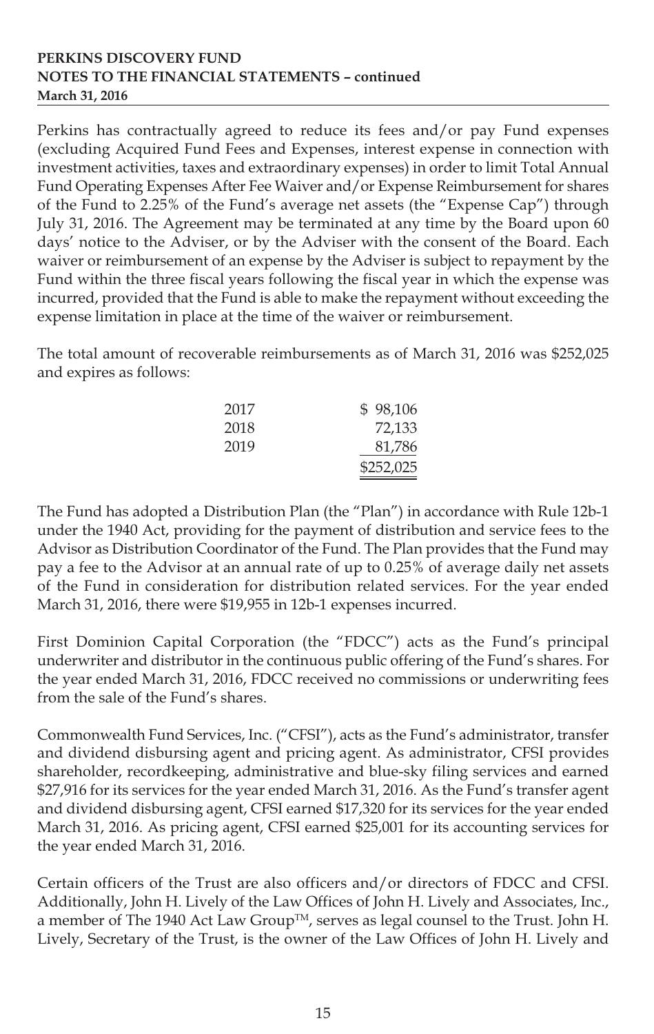Perkins has contractually agreed to reduce its fees and/or pay Fund expenses (excluding Acquired Fund Fees and Expenses, interest expense in connection with investment activities, taxes and extraordinary expenses) in order to limit Total Annual Fund Operating Expenses After Fee Waiver and/or Expense Reimbursement for shares of the Fund to 2.25% of the Fund's average net assets (the "Expense Cap") through July 31, 2016. The Agreement may be terminated at any time by the Board upon 60 days' notice to the Adviser, or by the Adviser with the consent of the Board. Each waiver or reimbursement of an expense by the Adviser is subject to repayment by the Fund within the three fiscal years following the fiscal year in which the expense was incurred, provided that the Fund is able to make the repayment without exceeding the expense limitation in place at the time of the waiver or reimbursement.

The total amount of recoverable reimbursements as of March 31, 2016 was $252,025 and expires as follows:

| | |
|---|---|
| 2017 | $ 98,106 |
| 2018 | 72,133 |
| 2019 | 81,786 |
| | $252,025 |

The Fund has adopted a Distribution Plan (the "Plan") in accordance with Rule 12b-1 under the 1940 Act, providing for the payment of distribution and service fees to the Advisor as Distribution Coordinator of the Fund. The Plan provides that the Fund may pay a fee to the Advisor at an annual rate of up to 0.25% of average daily net assets of the Fund in consideration for distribution related services. For the year ended March 31, 2016, there were $19,955 in 12b-1 expenses incurred.

First Dominion Capital Corporation (the "FDCC") acts as the Fund's principal underwriter and distributor in the continuous public offering of the Fund's shares. For the year ended March 31, 2016, FDCC received no commissions or underwriting fees from the sale of the Fund's shares.

Commonwealth Fund Services, Inc. ("CFSI"), acts as the Fund's administrator, transfer and dividend disbursing agent and pricing agent. As administrator, CFSI provides shareholder, recordkeeping, administrative and blue-sky filing services and earned $27,916 for its services for the year ended March 31, 2016. As the Fund's transfer agent and dividend disbursing agent, CFSI earned $17,320 for its services for the year ended March 31, 2016. As pricing agent, CFSI earned $25,001 for its accounting services for the year ended March 31, 2016.

Certain officers of the Trust are also officers and/or directors of FDCC and CFSI. Additionally, John H. Lively of the Law Offices of John H. Lively and Associates, Inc., a member of The 1940 Act Law Group™, serves as legal counsel to the Trust. John H. Lively, Secretary of the Trust, is the owner of the Law Offices of John H. Lively and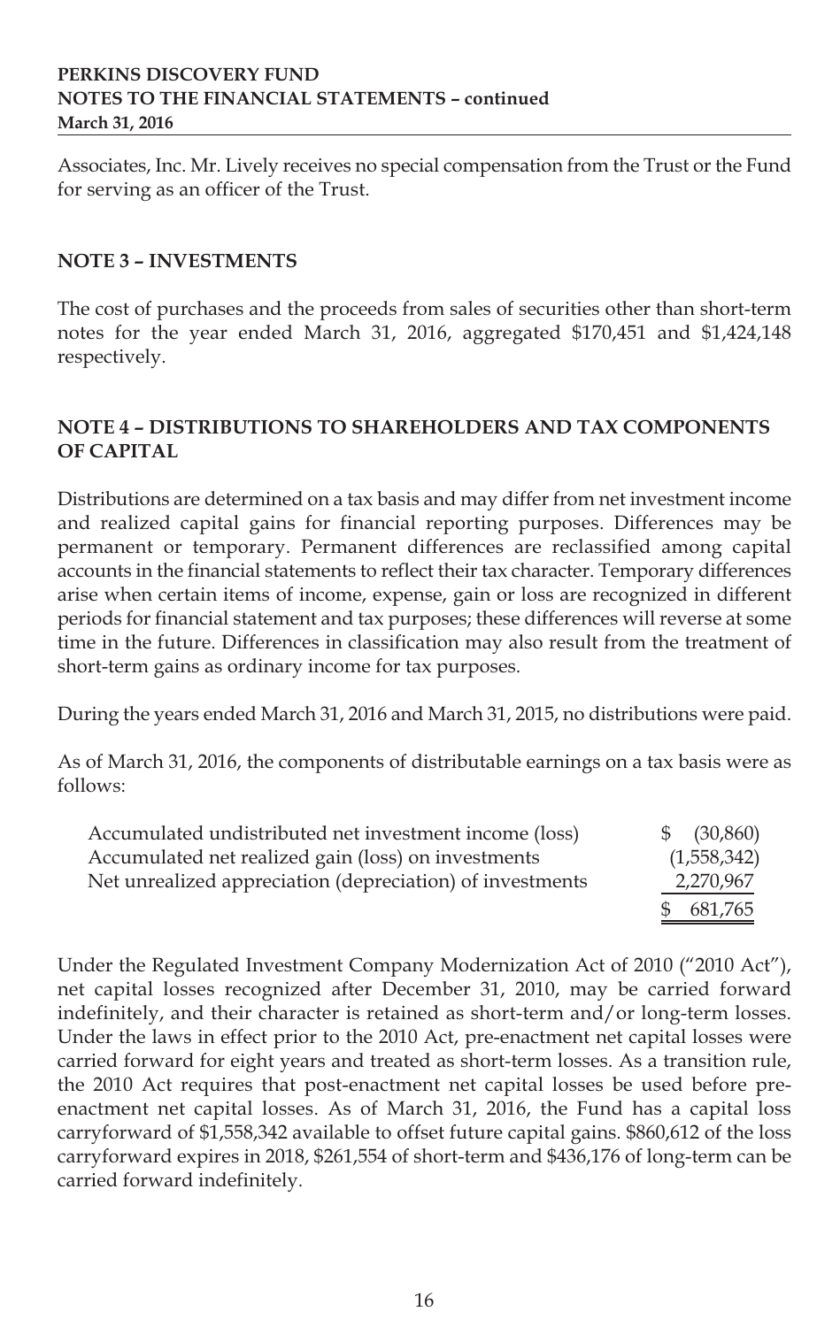Associates, Inc. Mr. Lively receives no special compensation from the Trust or the Fund for serving as an officer of the Trust.

## NOTE 3 – INVESTMENTS

The cost of purchases and the proceeds from sales of securities other than short-term notes for the year ended March 31, 2016, aggregated $170,451 and $1,424,148 respectively.

## NOTE 4 – DISTRIBUTIONS TO SHAREHOLDERS AND TAX COMPONENTS OF CAPITAL

Distributions are determined on a tax basis and may differ from net investment income and realized capital gains for financial reporting purposes. Differences may be permanent or temporary. Permanent differences are reclassified among capital accounts in the financial statements to reflect their tax character. Temporary differences arise when certain items of income, expense, gain or loss are recognized in different periods for financial statement and tax purposes; these differences will reverse at some time in the future. Differences in classification may also result from the treatment of short-term gains as ordinary income for tax purposes.

During the years ended March 31, 2016 and March 31, 2015, no distributions were paid.

As of March 31, 2016, the components of distributable earnings on a tax basis were as follows:

| | |
|---|---|
| Accumulated undistributed net investment income (loss) | $ (30,860) |
| Accumulated net realized gain (loss) on investments | (1,558,342) |
| Net unrealized appreciation (depreciation) of investments | 2,270,967 |
| | $ 681,765 |

Under the Regulated Investment Company Modernization Act of 2010 ("2010 Act"), net capital losses recognized after December 31, 2010, may be carried forward indefinitely, and their character is retained as short-term and/or long-term losses. Under the laws in effect prior to the 2010 Act, pre-enactment net capital losses were carried forward for eight years and treated as short-term losses. As a transition rule, the 2010 Act requires that post-enactment net capital losses be used before pre-enactment net capital losses. As of March 31, 2016, the Fund has a capital loss carryforward of $1,558,342 available to offset future capital gains. $860,612 of the loss carryforward expires in 2018, $261,554 of short-term and $436,176 of long-term can be carried forward indefinitely.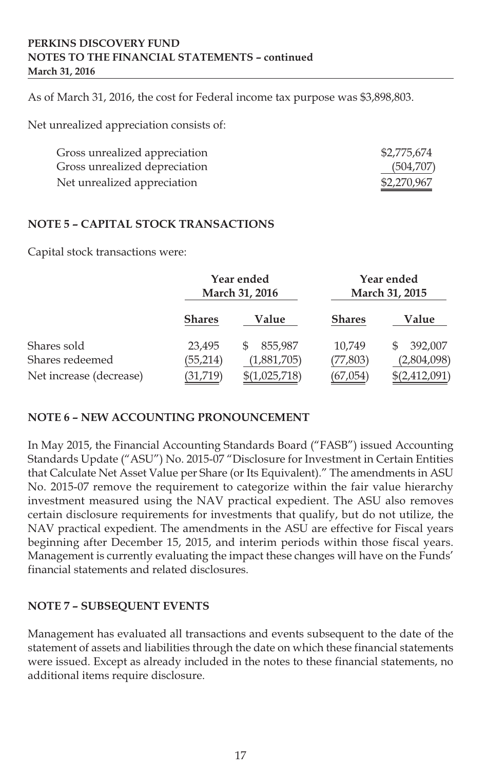As of March 31, 2016, the cost for Federal income tax purpose was $3,898,803.

Net unrealized appreciation consists of:

| | |
|---|---|
| Gross unrealized appreciation | $2,775,674 |
| Gross unrealized depreciation | (504,707) |
| Net unrealized appreciation | $2,270,967 |

## NOTE 5 – CAPITAL STOCK TRANSACTIONS

Capital stock transactions were:

| | Year ended March 31, 2016 | | Year ended March 31, 2015 | |
|---|---|---|---|---|
| | **Shares** | **Value** | **Shares** | **Value** |
| Shares sold | 23,495 | $ 855,987 | 10,749 | $ 392,007 |
| Shares redeemed | (55,214) | (1,881,705) | (77,803) | (2,804,098) |
| Net increase (decrease) | (31,719) | $(1,025,718) | (67,054) | $(2,412,091) |

## NOTE 6 – NEW ACCOUNTING PRONOUNCEMENT

In May 2015, the Financial Accounting Standards Board ("FASB") issued Accounting Standards Update ("ASU") No. 2015-07 "Disclosure for Investment in Certain Entities that Calculate Net Asset Value per Share (or Its Equivalent)." The amendments in ASU No. 2015-07 remove the requirement to categorize within the fair value hierarchy investment measured using the NAV practical expedient. The ASU also removes certain disclosure requirements for investments that qualify, but do not utilize, the NAV practical expedient. The amendments in the ASU are effective for Fiscal years beginning after December 15, 2015, and interim periods within those fiscal years. Management is currently evaluating the impact these changes will have on the Funds' financial statements and related disclosures.

## NOTE 7 – SUBSEQUENT EVENTS

Management has evaluated all transactions and events subsequent to the date of the statement of assets and liabilities through the date on which these financial statements were issued. Except as already included in the notes to these financial statements, no additional items require disclosure.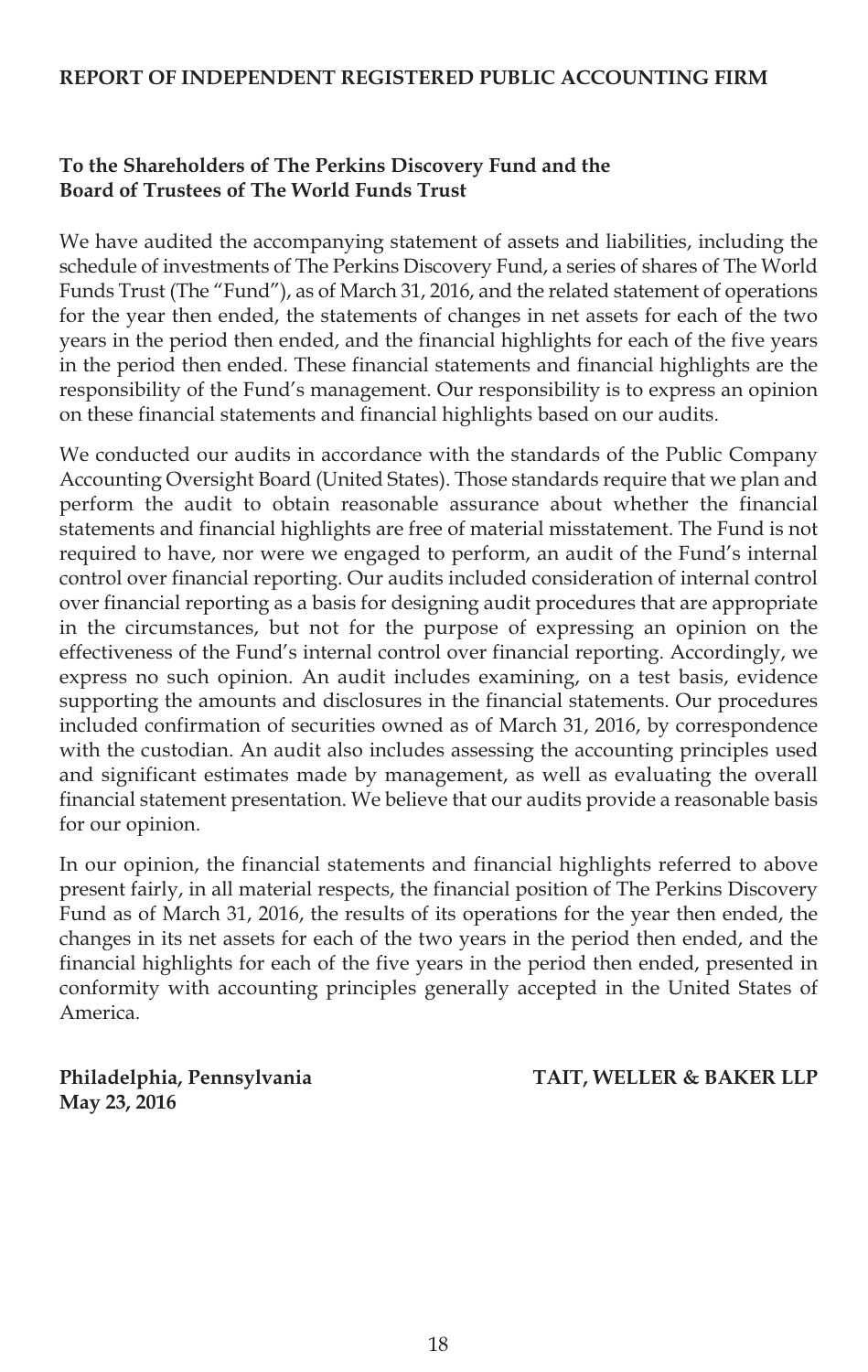# REPORT OF INDEPENDENT REGISTERED PUBLIC ACCOUNTING FIRM

**To the Shareholders of The Perkins Discovery Fund and the Board of Trustees of The World Funds Trust**

We have audited the accompanying statement of assets and liabilities, including the schedule of investments of The Perkins Discovery Fund, a series of shares of The World Funds Trust (The "Fund"), as of March 31, 2016, and the related statement of operations for the year then ended, the statements of changes in net assets for each of the two years in the period then ended, and the financial highlights for each of the five years in the period then ended. These financial statements and financial highlights are the responsibility of the Fund's management. Our responsibility is to express an opinion on these financial statements and financial highlights based on our audits.

We conducted our audits in accordance with the standards of the Public Company Accounting Oversight Board (United States). Those standards require that we plan and perform the audit to obtain reasonable assurance about whether the financial statements and financial highlights are free of material misstatement. The Fund is not required to have, nor were we engaged to perform, an audit of the Fund's internal control over financial reporting. Our audits included consideration of internal control over financial reporting as a basis for designing audit procedures that are appropriate in the circumstances, but not for the purpose of expressing an opinion on the effectiveness of the Fund's internal control over financial reporting. Accordingly, we express no such opinion. An audit includes examining, on a test basis, evidence supporting the amounts and disclosures in the financial statements. Our procedures included confirmation of securities owned as of March 31, 2016, by correspondence with the custodian. An audit also includes assessing the accounting principles used and significant estimates made by management, as well as evaluating the overall financial statement presentation. We believe that our audits provide a reasonable basis for our opinion.

In our opinion, the financial statements and financial highlights referred to above present fairly, in all material respects, the financial position of The Perkins Discovery Fund as of March 31, 2016, the results of its operations for the year then ended, the changes in its net assets for each of the two years in the period then ended, and the financial highlights for each of the five years in the period then ended, presented in conformity with accounting principles generally accepted in the United States of America.

**TAIT, WELLER & BAKER LLP**

**Philadelphia, Pennsylvania**
**May 23, 2016**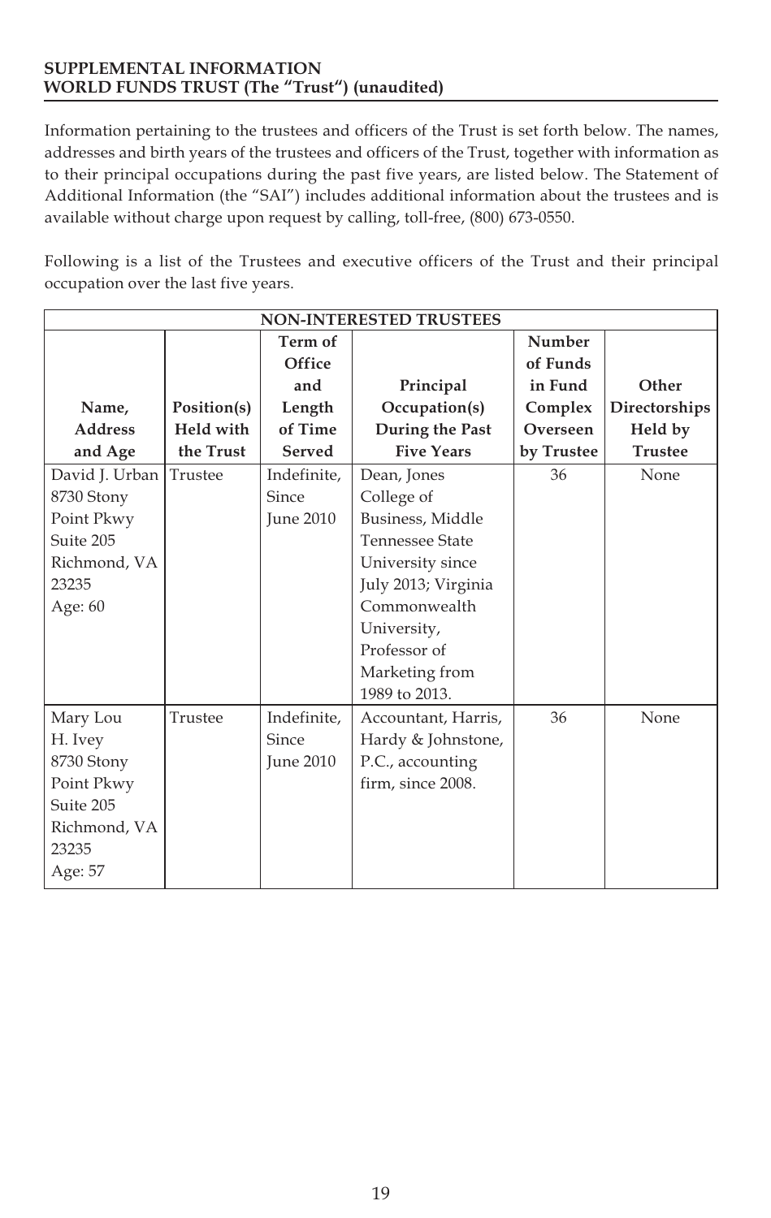**SUPPLEMENTAL INFORMATION**
**WORLD FUNDS TRUST (The "Trust") (unaudited)**

Information pertaining to the trustees and officers of the Trust is set forth below. The names, addresses and birth years of the trustees and officers of the Trust, together with information as to their principal occupations during the past five years, are listed below. The Statement of Additional Information (the "SAI") includes additional information about the trustees and is available without charge upon request by calling, toll-free, (800) 673-0550.

Following is a list of the Trustees and executive officers of the Trust and their principal occupation over the last five years.

| NON-INTERESTED TRUSTEES | | | | | |
|---|---|---|---|---|---|
| **Name, Address and Age** | **Position(s) Held with the Trust** | **Term of Office and Length of Time Served** | **Principal Occupation(s) During the Past Five Years** | **Number of Funds in Fund Complex Overseen by Trustee** | **Other Directorships Held by Trustee** |
| David J. Urban 8730 Stony Point Pkwy Suite 205 Richmond, VA 23235 Age: 60 | Trustee | Indefinite, Since June 2010 | Dean, Jones College of Business, Middle Tennessee State University since July 2013; Virginia Commonwealth University, Professor of Marketing from 1989 to 2013. | 36 | None |
| Mary Lou H. Ivey 8730 Stony Point Pkwy Suite 205 Richmond, VA 23235 Age: 57 | Trustee | Indefinite, Since June 2010 | Accountant, Harris, Hardy & Johnstone, P.C., accounting firm, since 2008. | 36 | None |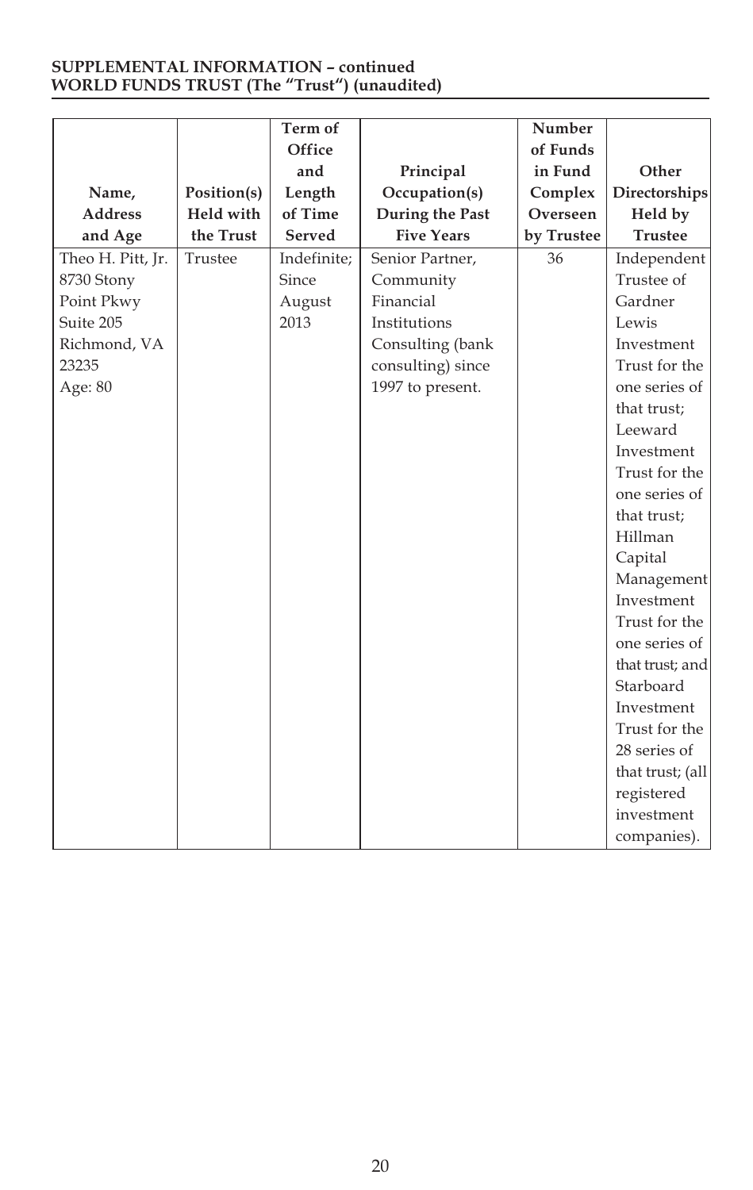**SUPPLEMENTAL INFORMATION – continued**
**WORLD FUNDS TRUST (The "Trust") (unaudited)**

| Name, Address and Age | Position(s) Held with the Trust | Term of Office and Length of Time Served | Principal Occupation(s) During the Past Five Years | Number of Funds in Fund Complex Overseen by Trustee | Other Directorships Held by Trustee |
|---|---|---|---|---|---|
| Theo H. Pitt, Jr. 8730 Stony Point Pkwy Suite 205 Richmond, VA 23235 Age: 80 | Trustee | Indefinite; Since August 2013 | Senior Partner, Community Financial Institutions Consulting (bank consulting) since 1997 to present. | 36 | Independent Trustee of Gardner Lewis Investment Trust for the one series of that trust; Leeward Investment Trust for the one series of that trust; Hillman Capital Management Investment Trust for the one series of that trust; and Starboard Investment Trust for the 28 series of that trust; (all registered investment companies). |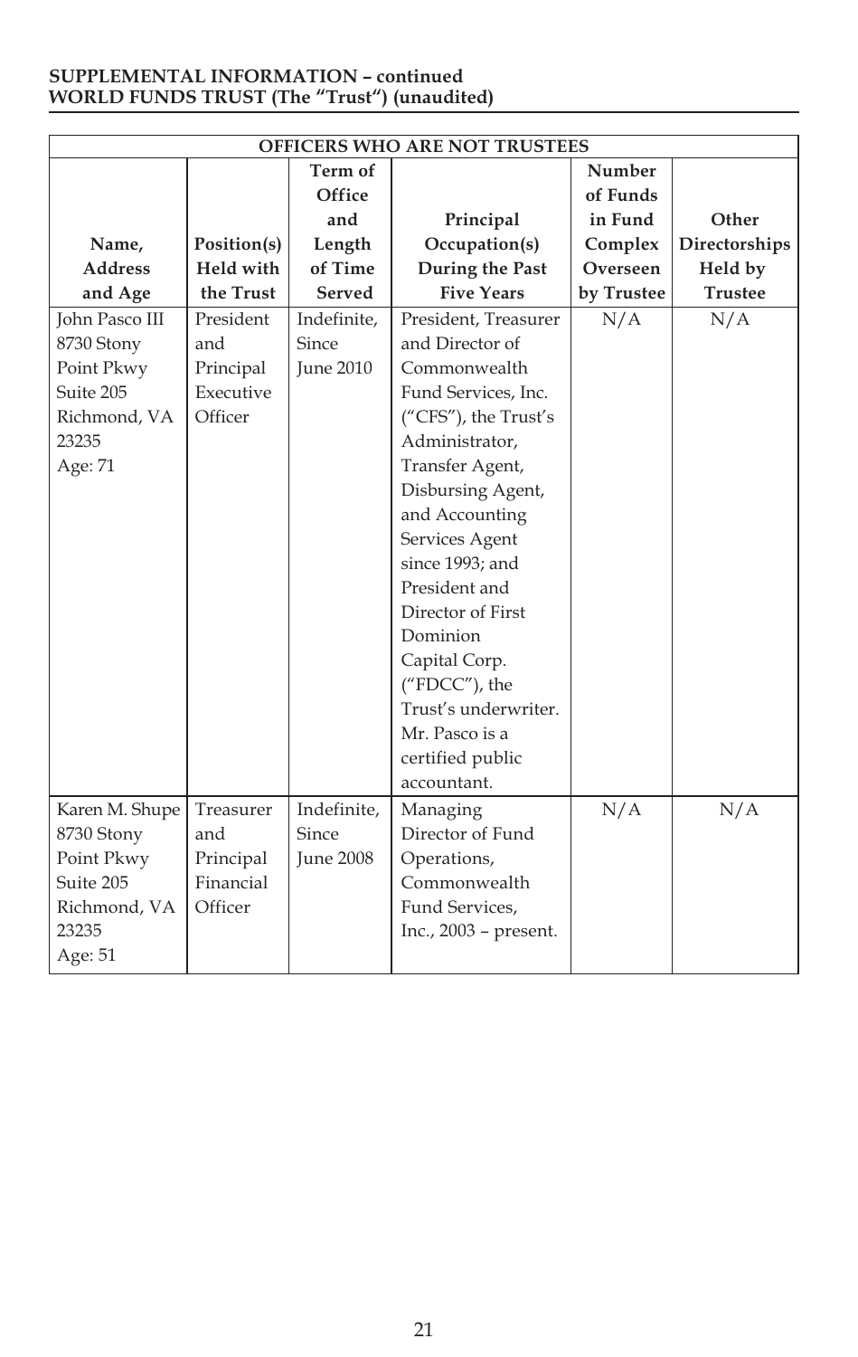**SUPPLEMENTAL INFORMATION – continued**
**WORLD FUNDS TRUST (The "Trust") (unaudited)**

| OFFICERS WHO ARE NOT TRUSTEES | | | | | |
|---|---|---|---|---|---|
| **Name, Address and Age** | **Position(s) Held with the Trust** | **Term of Office and Length of Time Served** | **Principal Occupation(s) During the Past Five Years** | **Number of Funds in Fund Complex Overseen by Trustee** | **Other Directorships Held by Trustee** |
| John Pasco III 8730 Stony Point Pkwy Suite 205 Richmond, VA 23235 Age: 71 | President and Principal Executive Officer | Indefinite, Since June 2010 | President, Treasurer and Director of Commonwealth Fund Services, Inc. ("CFS"), the Trust's Administrator, Transfer Agent, Disbursing Agent, and Accounting Services Agent since 1993; and President and Director of First Dominion Capital Corp. ("FDCC"), the Trust's underwriter. Mr. Pasco is a certified public accountant. | N/A | N/A |
| Karen M. Shupe 8730 Stony Point Pkwy Suite 205 Richmond, VA 23235 Age: 51 | Treasurer and Principal Financial Officer | Indefinite, Since June 2008 | Managing Director of Fund Operations, Commonwealth Fund Services, Inc., 2003 – present. | N/A | N/A |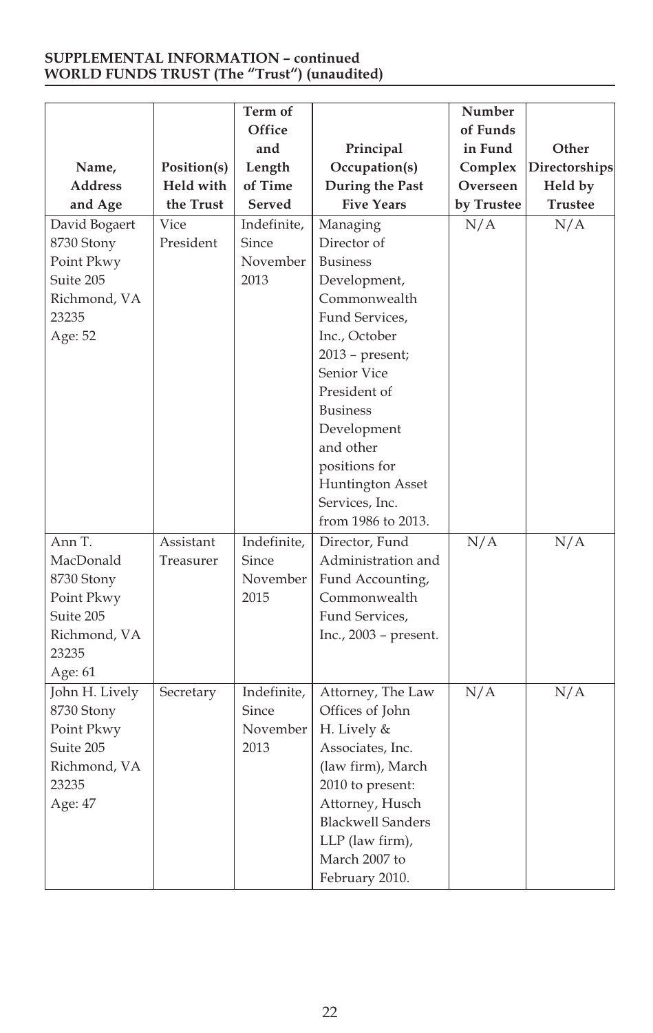**SUPPLEMENTAL INFORMATION – continued**
**WORLD FUNDS TRUST (The "Trust") (unaudited)**

| Name, Address and Age | Position(s) Held with the Trust | Term of Office and Length of Time Served | Principal Occupation(s) During the Past Five Years | Number of Funds in Fund Complex Overseen by Trustee | Other Directorships Held by Trustee |
|---|---|---|---|---|---|
| David Bogaert 8730 Stony Point Pkwy Suite 205 Richmond, VA 23235 Age: 52 | Vice President | Indefinite, Since November 2013 | Managing Director of Business Development, Commonwealth Fund Services, Inc., October 2013 – present; Senior Vice President of Business Development and other positions for Huntington Asset Services, Inc. from 1986 to 2013. | N/A | N/A |
| Ann T. MacDonald 8730 Stony Point Pkwy Suite 205 Richmond, VA 23235 Age: 61 | Assistant Treasurer | Indefinite, Since November 2015 | Director, Fund Administration and Fund Accounting, Commonwealth Fund Services, Inc., 2003 – present. | N/A | N/A |
| John H. Lively 8730 Stony Point Pkwy Suite 205 Richmond, VA 23235 Age: 47 | Secretary | Indefinite, Since November 2013 | Attorney, The Law Offices of John H. Lively & Associates, Inc. (law firm), March 2010 to present: Attorney, Husch Blackwell Sanders LLP (law firm), March 2007 to February 2010. | N/A | N/A |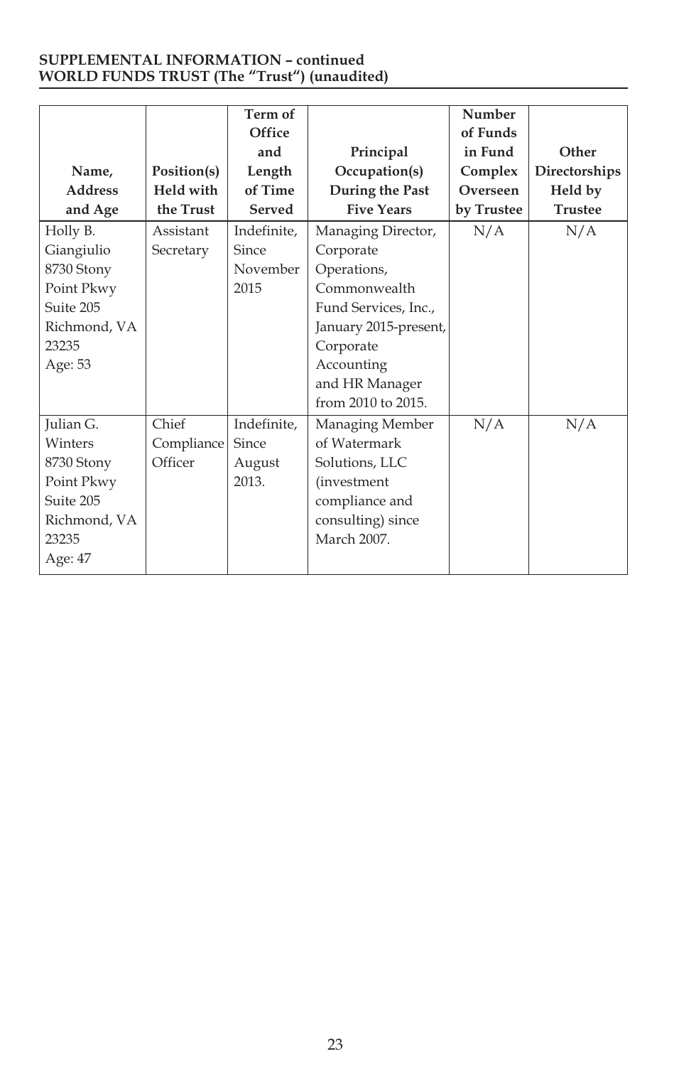**SUPPLEMENTAL INFORMATION – continued**
**WORLD FUNDS TRUST (The "Trust") (unaudited)**

| Name, Address and Age | Position(s) Held with the Trust | Term of Office and Length of Time Served | Principal Occupation(s) During the Past Five Years | Number of Funds in Fund Complex Overseen by Trustee | Other Directorships Held by Trustee |
|---|---|---|---|---|---|
| Holly B. Giangiulio 8730 Stony Point Pkwy Suite 205 Richmond, VA 23235 Age: 53 | Assistant Secretary | Indefinite, Since November 2015 | Managing Director, Corporate Operations, Commonwealth Fund Services, Inc., January 2015-present, Corporate Accounting and HR Manager from 2010 to 2015. | N/A | N/A |
| Julian G. Winters 8730 Stony Point Pkwy Suite 205 Richmond, VA 23235 Age: 47 | Chief Compliance Officer | Indefinite, Since August 2013. | Managing Member of Watermark Solutions, LLC (investment compliance and consulting) since March 2007. | N/A | N/A |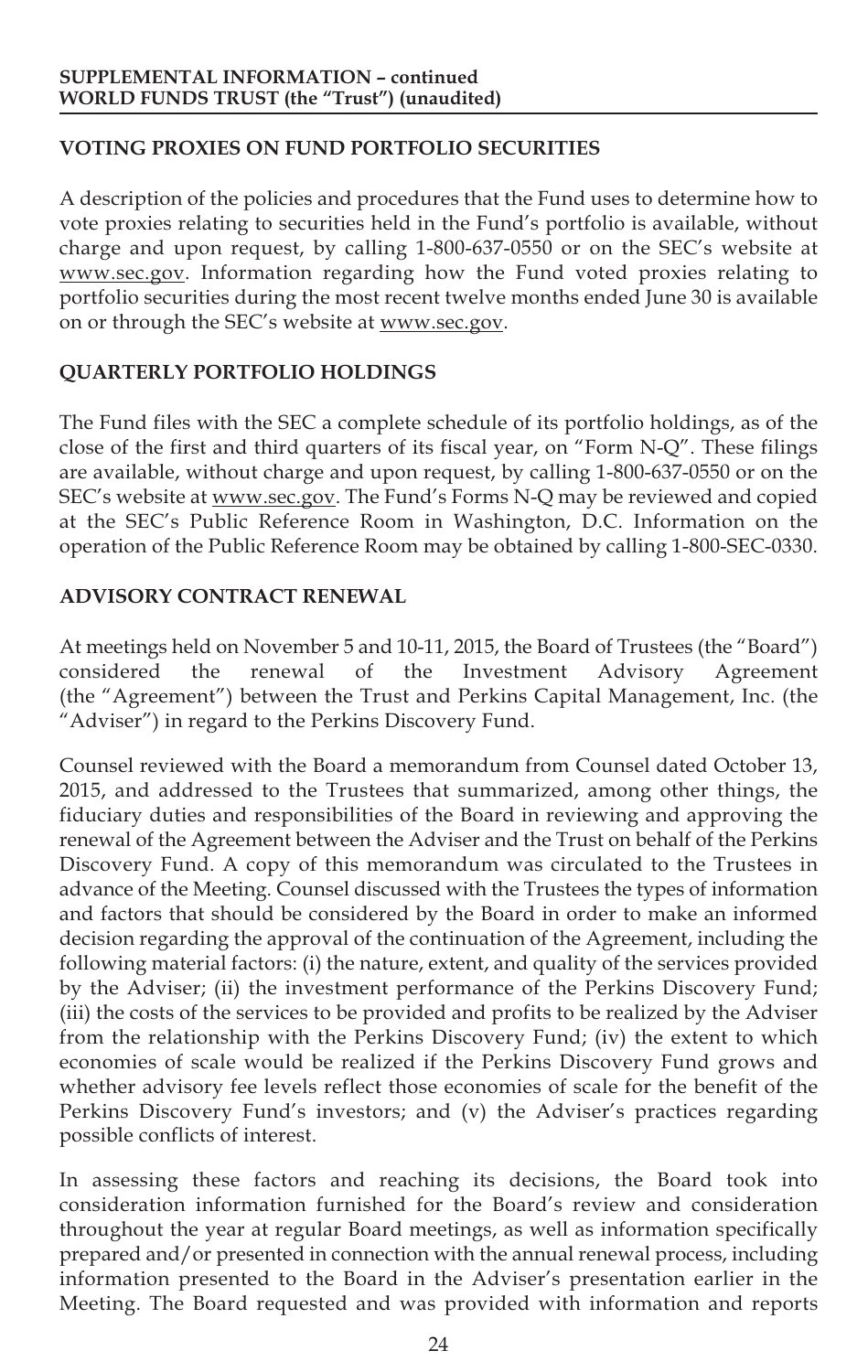## VOTING PROXIES ON FUND PORTFOLIO SECURITIES

A description of the policies and procedures that the Fund uses to determine how to vote proxies relating to securities held in the Fund's portfolio is available, without charge and upon request, by calling 1-800-637-0550 or on the SEC's website at www.sec.gov. Information regarding how the Fund voted proxies relating to portfolio securities during the most recent twelve months ended June 30 is available on or through the SEC's website at www.sec.gov.

## QUARTERLY PORTFOLIO HOLDINGS

The Fund files with the SEC a complete schedule of its portfolio holdings, as of the close of the first and third quarters of its fiscal year, on "Form N-Q". These filings are available, without charge and upon request, by calling 1-800-637-0550 or on the SEC's website at www.sec.gov. The Fund's Forms N-Q may be reviewed and copied at the SEC's Public Reference Room in Washington, D.C. Information on the operation of the Public Reference Room may be obtained by calling 1-800-SEC-0330.

## ADVISORY CONTRACT RENEWAL

At meetings held on November 5 and 10-11, 2015, the Board of Trustees (the "Board") considered the renewal of the Investment Advisory Agreement (the "Agreement") between the Trust and Perkins Capital Management, Inc. (the "Adviser") in regard to the Perkins Discovery Fund.

Counsel reviewed with the Board a memorandum from Counsel dated October 13, 2015, and addressed to the Trustees that summarized, among other things, the fiduciary duties and responsibilities of the Board in reviewing and approving the renewal of the Agreement between the Adviser and the Trust on behalf of the Perkins Discovery Fund. A copy of this memorandum was circulated to the Trustees in advance of the Meeting. Counsel discussed with the Trustees the types of information and factors that should be considered by the Board in order to make an informed decision regarding the approval of the continuation of the Agreement, including the following material factors: (i) the nature, extent, and quality of the services provided by the Adviser; (ii) the investment performance of the Perkins Discovery Fund; (iii) the costs of the services to be provided and profits to be realized by the Adviser from the relationship with the Perkins Discovery Fund; (iv) the extent to which economies of scale would be realized if the Perkins Discovery Fund grows and whether advisory fee levels reflect those economies of scale for the benefit of the Perkins Discovery Fund's investors; and (v) the Adviser's practices regarding possible conflicts of interest.

In assessing these factors and reaching its decisions, the Board took into consideration information furnished for the Board's review and consideration throughout the year at regular Board meetings, as well as information specifically prepared and/or presented in connection with the annual renewal process, including information presented to the Board in the Adviser's presentation earlier in the Meeting. The Board requested and was provided with information and reports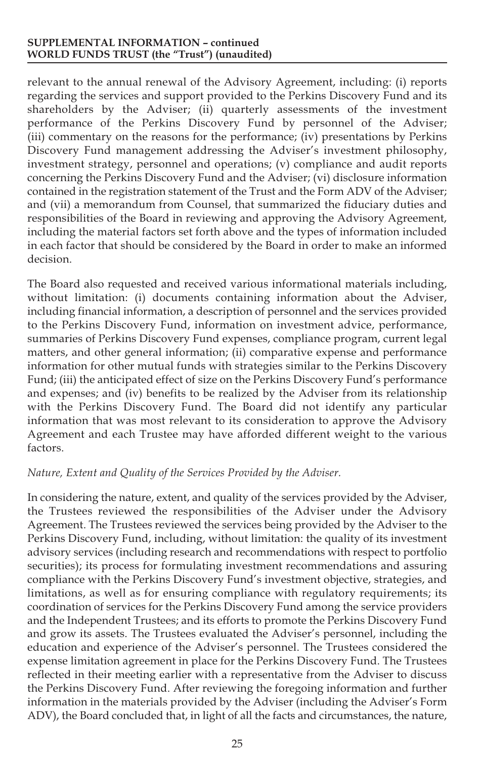relevant to the annual renewal of the Advisory Agreement, including: (i) reports regarding the services and support provided to the Perkins Discovery Fund and its shareholders by the Adviser; (ii) quarterly assessments of the investment performance of the Perkins Discovery Fund by personnel of the Adviser; (iii) commentary on the reasons for the performance; (iv) presentations by Perkins Discovery Fund management addressing the Adviser's investment philosophy, investment strategy, personnel and operations; (v) compliance and audit reports concerning the Perkins Discovery Fund and the Adviser; (vi) disclosure information contained in the registration statement of the Trust and the Form ADV of the Adviser; and (vii) a memorandum from Counsel, that summarized the fiduciary duties and responsibilities of the Board in reviewing and approving the Advisory Agreement, including the material factors set forth above and the types of information included in each factor that should be considered by the Board in order to make an informed decision.

The Board also requested and received various informational materials including, without limitation: (i) documents containing information about the Adviser, including financial information, a description of personnel and the services provided to the Perkins Discovery Fund, information on investment advice, performance, summaries of Perkins Discovery Fund expenses, compliance program, current legal matters, and other general information; (ii) comparative expense and performance information for other mutual funds with strategies similar to the Perkins Discovery Fund; (iii) the anticipated effect of size on the Perkins Discovery Fund's performance and expenses; and (iv) benefits to be realized by the Adviser from its relationship with the Perkins Discovery Fund. The Board did not identify any particular information that was most relevant to its consideration to approve the Advisory Agreement and each Trustee may have afforded different weight to the various factors.

*Nature, Extent and Quality of the Services Provided by the Adviser.*

In considering the nature, extent, and quality of the services provided by the Adviser, the Trustees reviewed the responsibilities of the Adviser under the Advisory Agreement. The Trustees reviewed the services being provided by the Adviser to the Perkins Discovery Fund, including, without limitation: the quality of its investment advisory services (including research and recommendations with respect to portfolio securities); its process for formulating investment recommendations and assuring compliance with the Perkins Discovery Fund's investment objective, strategies, and limitations, as well as for ensuring compliance with regulatory requirements; its coordination of services for the Perkins Discovery Fund among the service providers and the Independent Trustees; and its efforts to promote the Perkins Discovery Fund and grow its assets. The Trustees evaluated the Adviser's personnel, including the education and experience of the Adviser's personnel. The Trustees considered the expense limitation agreement in place for the Perkins Discovery Fund. The Trustees reflected in their meeting earlier with a representative from the Adviser to discuss the Perkins Discovery Fund. After reviewing the foregoing information and further information in the materials provided by the Adviser (including the Adviser's Form ADV), the Board concluded that, in light of all the facts and circumstances, the nature,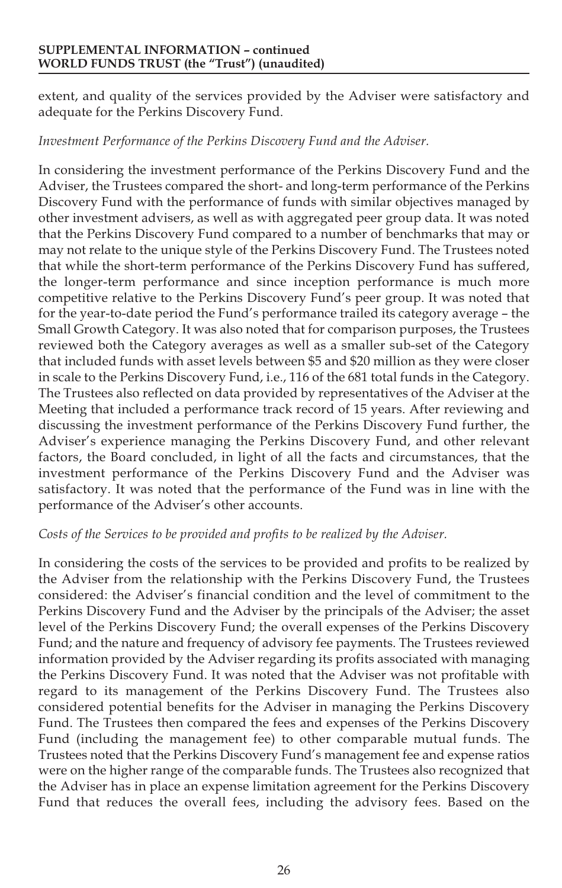extent, and quality of the services provided by the Adviser were satisfactory and adequate for the Perkins Discovery Fund.

*Investment Performance of the Perkins Discovery Fund and the Adviser.*

In considering the investment performance of the Perkins Discovery Fund and the Adviser, the Trustees compared the short- and long-term performance of the Perkins Discovery Fund with the performance of funds with similar objectives managed by other investment advisers, as well as with aggregated peer group data. It was noted that the Perkins Discovery Fund compared to a number of benchmarks that may or may not relate to the unique style of the Perkins Discovery Fund. The Trustees noted that while the short-term performance of the Perkins Discovery Fund has suffered, the longer-term performance and since inception performance is much more competitive relative to the Perkins Discovery Fund's peer group. It was noted that for the year-to-date period the Fund's performance trailed its category average – the Small Growth Category. It was also noted that for comparison purposes, the Trustees reviewed both the Category averages as well as a smaller sub-set of the Category that included funds with asset levels between $5 and $20 million as they were closer in scale to the Perkins Discovery Fund, i.e., 116 of the 681 total funds in the Category. The Trustees also reflected on data provided by representatives of the Adviser at the Meeting that included a performance track record of 15 years. After reviewing and discussing the investment performance of the Perkins Discovery Fund further, the Adviser's experience managing the Perkins Discovery Fund, and other relevant factors, the Board concluded, in light of all the facts and circumstances, that the investment performance of the Perkins Discovery Fund and the Adviser was satisfactory. It was noted that the performance of the Fund was in line with the performance of the Adviser's other accounts.

*Costs of the Services to be provided and profits to be realized by the Adviser.*

In considering the costs of the services to be provided and profits to be realized by the Adviser from the relationship with the Perkins Discovery Fund, the Trustees considered: the Adviser's financial condition and the level of commitment to the Perkins Discovery Fund and the Adviser by the principals of the Adviser; the asset level of the Perkins Discovery Fund; the overall expenses of the Perkins Discovery Fund; and the nature and frequency of advisory fee payments. The Trustees reviewed information provided by the Adviser regarding its profits associated with managing the Perkins Discovery Fund. It was noted that the Adviser was not profitable with regard to its management of the Perkins Discovery Fund. The Trustees also considered potential benefits for the Adviser in managing the Perkins Discovery Fund. The Trustees then compared the fees and expenses of the Perkins Discovery Fund (including the management fee) to other comparable mutual funds. The Trustees noted that the Perkins Discovery Fund's management fee and expense ratios were on the higher range of the comparable funds. The Trustees also recognized that the Adviser has in place an expense limitation agreement for the Perkins Discovery Fund that reduces the overall fees, including the advisory fees. Based on the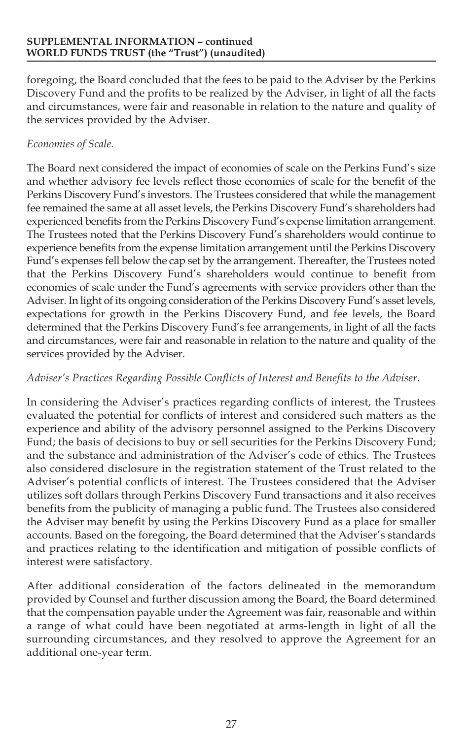foregoing, the Board concluded that the fees to be paid to the Adviser by the Perkins Discovery Fund and the profits to be realized by the Adviser, in light of all the facts and circumstances, were fair and reasonable in relation to the nature and quality of the services provided by the Adviser.

*Economies of Scale.*

The Board next considered the impact of economies of scale on the Perkins Fund's size and whether advisory fee levels reflect those economies of scale for the benefit of the Perkins Discovery Fund's investors. The Trustees considered that while the management fee remained the same at all asset levels, the Perkins Discovery Fund's shareholders had experienced benefits from the Perkins Discovery Fund's expense limitation arrangement. The Trustees noted that the Perkins Discovery Fund's shareholders would continue to experience benefits from the expense limitation arrangement until the Perkins Discovery Fund's expenses fell below the cap set by the arrangement. Thereafter, the Trustees noted that the Perkins Discovery Fund's shareholders would continue to benefit from economies of scale under the Fund's agreements with service providers other than the Adviser. In light of its ongoing consideration of the Perkins Discovery Fund's asset levels, expectations for growth in the Perkins Discovery Fund, and fee levels, the Board determined that the Perkins Discovery Fund's fee arrangements, in light of all the facts and circumstances, were fair and reasonable in relation to the nature and quality of the services provided by the Adviser.

*Adviser's Practices Regarding Possible Conflicts of Interest and Benefits to the Adviser.*

In considering the Adviser's practices regarding conflicts of interest, the Trustees evaluated the potential for conflicts of interest and considered such matters as the experience and ability of the advisory personnel assigned to the Perkins Discovery Fund; the basis of decisions to buy or sell securities for the Perkins Discovery Fund; and the substance and administration of the Adviser's code of ethics. The Trustees also considered disclosure in the registration statement of the Trust related to the Adviser's potential conflicts of interest. The Trustees considered that the Adviser utilizes soft dollars through Perkins Discovery Fund transactions and it also receives benefits from the publicity of managing a public fund. The Trustees also considered the Adviser may benefit by using the Perkins Discovery Fund as a place for smaller accounts. Based on the foregoing, the Board determined that the Adviser's standards and practices relating to the identification and mitigation of possible conflicts of interest were satisfactory.

After additional consideration of the factors delineated in the memorandum provided by Counsel and further discussion among the Board, the Board determined that the compensation payable under the Agreement was fair, reasonable and within a range of what could have been negotiated at arms-length in light of all the surrounding circumstances, and they resolved to approve the Agreement for an additional one-year term.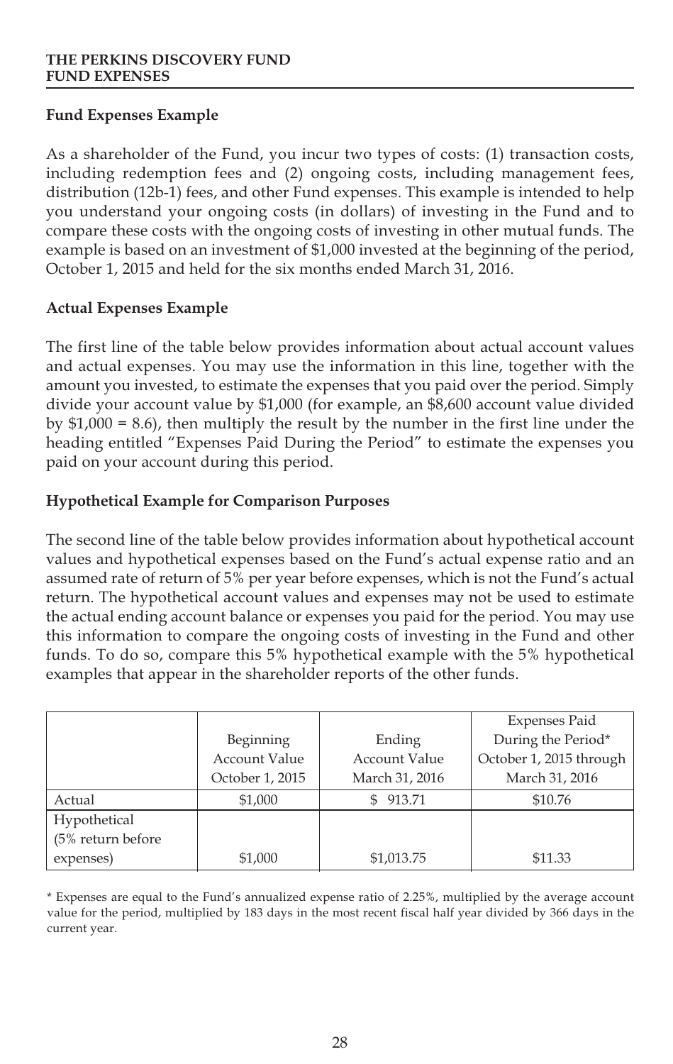## Fund Expenses Example

As a shareholder of the Fund, you incur two types of costs: (1) transaction costs, including redemption fees and (2) ongoing costs, including management fees, distribution (12b-1) fees, and other Fund expenses. This example is intended to help you understand your ongoing costs (in dollars) of investing in the Fund and to compare these costs with the ongoing costs of investing in other mutual funds. The example is based on an investment of $1,000 invested at the beginning of the period, October 1, 2015 and held for the six months ended March 31, 2016.

## Actual Expenses Example

The first line of the table below provides information about actual account values and actual expenses. You may use the information in this line, together with the amount you invested, to estimate the expenses that you paid over the period. Simply divide your account value by $1,000 (for example, an $8,600 account value divided by $1,000 = 8.6), then multiply the result by the number in the first line under the heading entitled "Expenses Paid During the Period" to estimate the expenses you paid on your account during this period.

## Hypothetical Example for Comparison Purposes

The second line of the table below provides information about hypothetical account values and hypothetical expenses based on the Fund's actual expense ratio and an assumed rate of return of 5% per year before expenses, which is not the Fund's actual return. The hypothetical account values and expenses may not be used to estimate the actual ending account balance or expenses you paid for the period. You may use this information to compare the ongoing costs of investing in the Fund and other funds. To do so, compare this 5% hypothetical example with the 5% hypothetical examples that appear in the shareholder reports of the other funds.

| | Beginning Account Value October 1, 2015 | Ending Account Value March 31, 2016 | Expenses Paid During the Period* October 1, 2015 through March 31, 2016 |
|---|---|---|---|
| Actual | $1,000 | $ 913.71 | $10.76 |
| Hypothetical (5% return before expenses) | $1,000 | $1,013.75 | $11.33 |

\* Expenses are equal to the Fund's annualized expense ratio of 2.25%, multiplied by the average account value for the period, multiplied by 183 days in the most recent fiscal half year divided by 366 days in the current year.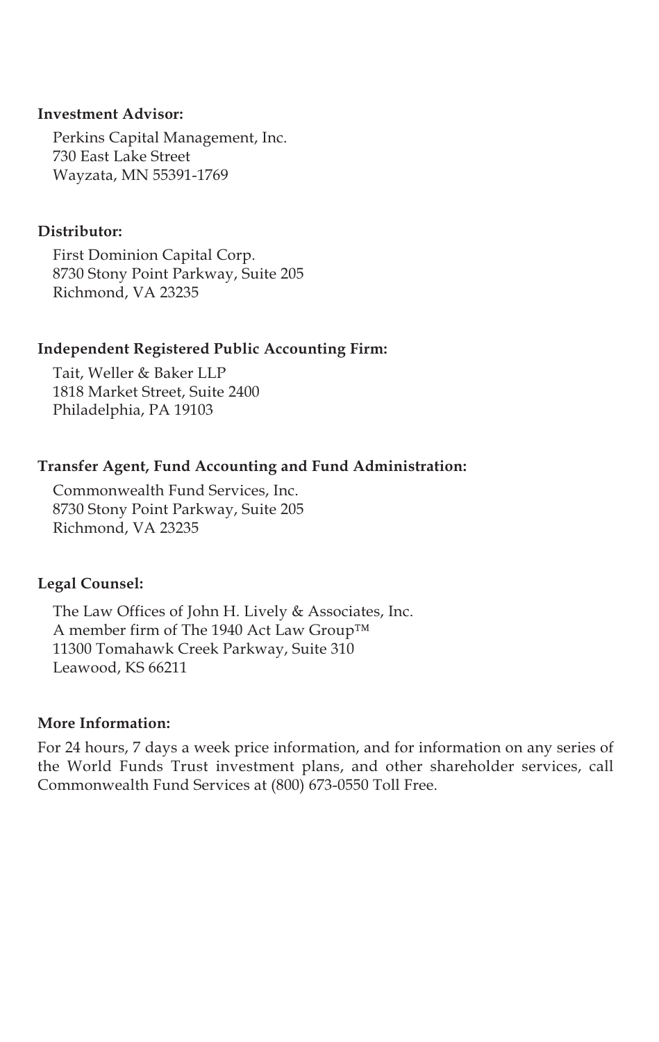**Investment Advisor:**

Perkins Capital Management, Inc.
730 East Lake Street
Wayzata, MN 55391-1769

**Distributor:**

First Dominion Capital Corp.
8730 Stony Point Parkway, Suite 205
Richmond, VA 23235

**Independent Registered Public Accounting Firm:**

Tait, Weller & Baker LLP
1818 Market Street, Suite 2400
Philadelphia, PA 19103

**Transfer Agent, Fund Accounting and Fund Administration:**

Commonwealth Fund Services, Inc.
8730 Stony Point Parkway, Suite 205
Richmond, VA 23235

**Legal Counsel:**

The Law Offices of John H. Lively & Associates, Inc.
A member firm of The 1940 Act Law Group™
11300 Tomahawk Creek Parkway, Suite 310
Leawood, KS 66211

**More Information:**

For 24 hours, 7 days a week price information, and for information on any series of the World Funds Trust investment plans, and other shareholder services, call Commonwealth Fund Services at (800) 673-0550 Toll Free.